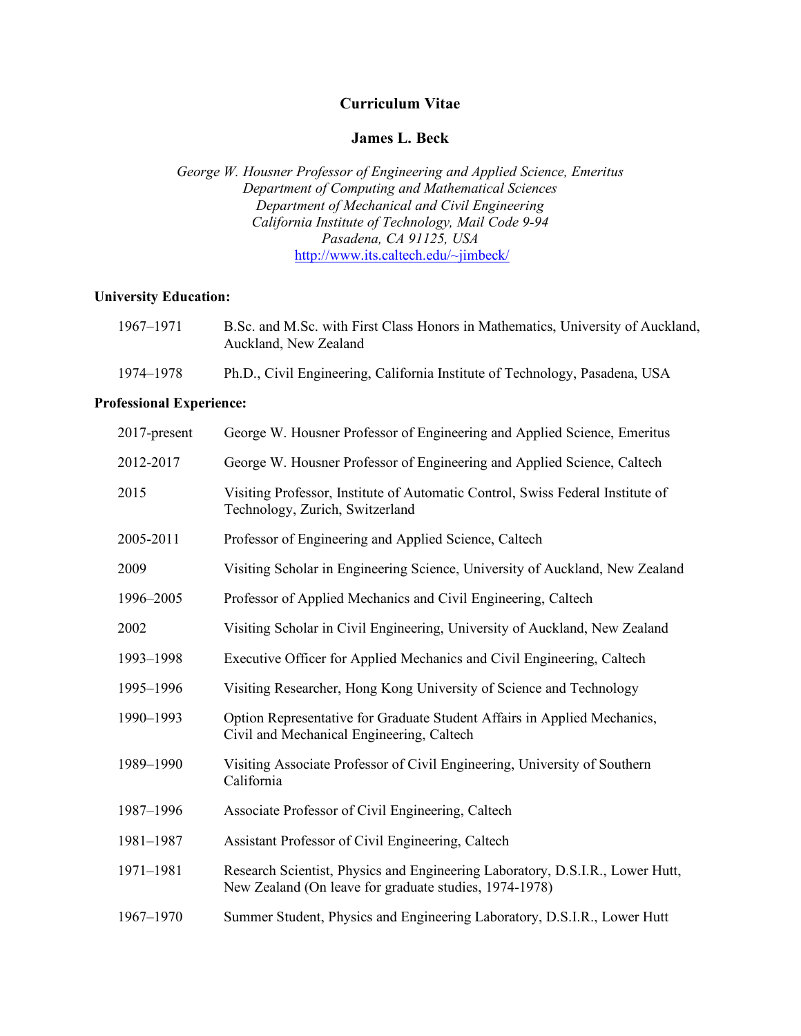# Curriculum Vitae

## James L. Beck

*George W. Housner Professor of Engineering and Applied Science, Emeritus*
*Department of Computing and Mathematical Sciences*
*Department of Mechanical and Civil Engineering*
*California Institute of Technology, Mail Code 9-94*
*Pasadena, CA 91125, USA*
http://www.its.caltech.edu/~jimbeck/

**University Education:**

| | |
|---|---|
| 1967–1971 | B.Sc. and M.Sc. with First Class Honors in Mathematics, University of Auckland, Auckland, New Zealand |
| 1974–1978 | Ph.D., Civil Engineering, California Institute of Technology, Pasadena, USA |

**Professional Experience:**

| | |
|---|---|
| 2017-present | George W. Housner Professor of Engineering and Applied Science, Emeritus |
| 2012-2017 | George W. Housner Professor of Engineering and Applied Science, Caltech |
| 2015 | Visiting Professor, Institute of Automatic Control, Swiss Federal Institute of Technology, Zurich, Switzerland |
| 2005-2011 | Professor of Engineering and Applied Science, Caltech |
| 2009 | Visiting Scholar in Engineering Science, University of Auckland, New Zealand |
| 1996–2005 | Professor of Applied Mechanics and Civil Engineering, Caltech |
| 2002 | Visiting Scholar in Civil Engineering, University of Auckland, New Zealand |
| 1993–1998 | Executive Officer for Applied Mechanics and Civil Engineering, Caltech |
| 1995–1996 | Visiting Researcher, Hong Kong University of Science and Technology |
| 1990–1993 | Option Representative for Graduate Student Affairs in Applied Mechanics, Civil and Mechanical Engineering, Caltech |
| 1989–1990 | Visiting Associate Professor of Civil Engineering, University of Southern California |
| 1987–1996 | Associate Professor of Civil Engineering, Caltech |
| 1981–1987 | Assistant Professor of Civil Engineering, Caltech |
| 1971–1981 | Research Scientist, Physics and Engineering Laboratory, D.S.I.R., Lower Hutt, New Zealand (On leave for graduate studies, 1974-1978) |
| 1967–1970 | Summer Student, Physics and Engineering Laboratory, D.S.I.R., Lower Hutt |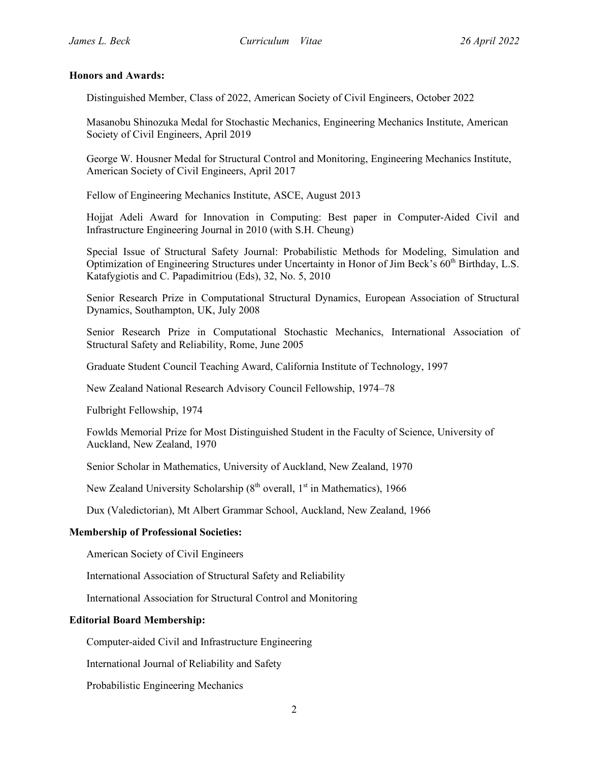**Honors and Awards:**

Distinguished Member, Class of 2022, American Society of Civil Engineers, October 2022

Masanobu Shinozuka Medal for Stochastic Mechanics, Engineering Mechanics Institute, American Society of Civil Engineers, April 2019

George W. Housner Medal for Structural Control and Monitoring, Engineering Mechanics Institute, American Society of Civil Engineers, April 2017

Fellow of Engineering Mechanics Institute, ASCE, August 2013

Hojjat Adeli Award for Innovation in Computing: Best paper in Computer-Aided Civil and Infrastructure Engineering Journal in 2010 (with S.H. Cheung)

Special Issue of Structural Safety Journal: Probabilistic Methods for Modeling, Simulation and Optimization of Engineering Structures under Uncertainty in Honor of Jim Beck's 60th Birthday, L.S. Katafygiotis and C. Papadimitriou (Eds), 32, No. 5, 2010

Senior Research Prize in Computational Structural Dynamics, European Association of Structural Dynamics, Southampton, UK, July 2008

Senior Research Prize in Computational Stochastic Mechanics, International Association of Structural Safety and Reliability, Rome, June 2005

Graduate Student Council Teaching Award, California Institute of Technology, 1997

New Zealand National Research Advisory Council Fellowship, 1974–78

Fulbright Fellowship, 1974

Fowlds Memorial Prize for Most Distinguished Student in the Faculty of Science, University of Auckland, New Zealand, 1970

Senior Scholar in Mathematics, University of Auckland, New Zealand, 1970

New Zealand University Scholarship (8th overall, 1st in Mathematics), 1966

Dux (Valedictorian), Mt Albert Grammar School, Auckland, New Zealand, 1966

**Membership of Professional Societies:**

American Society of Civil Engineers

International Association of Structural Safety and Reliability

International Association for Structural Control and Monitoring

**Editorial Board Membership:**

Computer-aided Civil and Infrastructure Engineering

International Journal of Reliability and Safety

Probabilistic Engineering Mechanics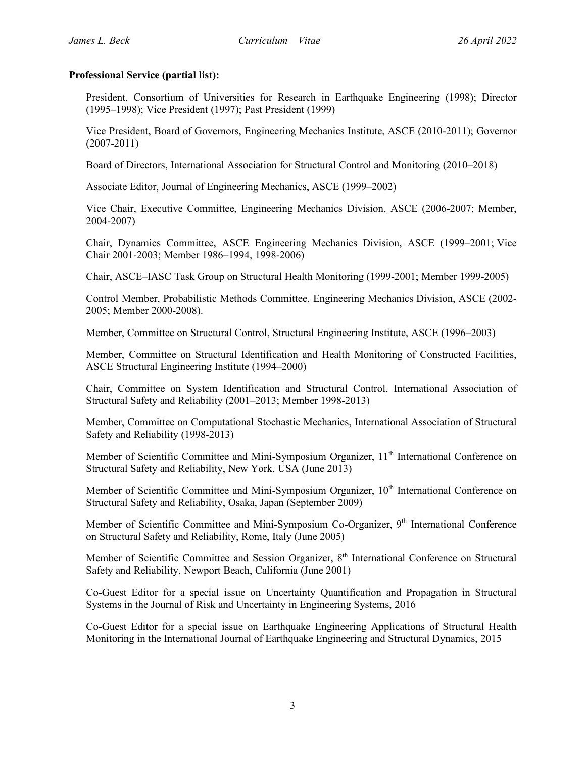**Professional Service (partial list):**

President, Consortium of Universities for Research in Earthquake Engineering (1998); Director (1995–1998); Vice President (1997); Past President (1999)

Vice President, Board of Governors, Engineering Mechanics Institute, ASCE (2010-2011); Governor (2007-2011)

Board of Directors, International Association for Structural Control and Monitoring (2010–2018)

Associate Editor, Journal of Engineering Mechanics, ASCE (1999–2002)

Vice Chair, Executive Committee, Engineering Mechanics Division, ASCE (2006-2007; Member, 2004-2007)

Chair, Dynamics Committee, ASCE Engineering Mechanics Division, ASCE (1999–2001; Vice Chair 2001-2003; Member 1986–1994, 1998-2006)

Chair, ASCE–IASC Task Group on Structural Health Monitoring (1999-2001; Member 1999-2005)

Control Member, Probabilistic Methods Committee, Engineering Mechanics Division, ASCE (2002-2005; Member 2000-2008).

Member, Committee on Structural Control, Structural Engineering Institute, ASCE (1996–2003)

Member, Committee on Structural Identification and Health Monitoring of Constructed Facilities, ASCE Structural Engineering Institute (1994–2000)

Chair, Committee on System Identification and Structural Control, International Association of Structural Safety and Reliability (2001–2013; Member 1998-2013)

Member, Committee on Computational Stochastic Mechanics, International Association of Structural Safety and Reliability (1998-2013)

Member of Scientific Committee and Mini-Symposium Organizer, 11th International Conference on Structural Safety and Reliability, New York, USA (June 2013)

Member of Scientific Committee and Mini-Symposium Organizer, 10th International Conference on Structural Safety and Reliability, Osaka, Japan (September 2009)

Member of Scientific Committee and Mini-Symposium Co-Organizer, 9th International Conference on Structural Safety and Reliability, Rome, Italy (June 2005)

Member of Scientific Committee and Session Organizer, 8th International Conference on Structural Safety and Reliability, Newport Beach, California (June 2001)

Co-Guest Editor for a special issue on Uncertainty Quantification and Propagation in Structural Systems in the Journal of Risk and Uncertainty in Engineering Systems, 2016

Co-Guest Editor for a special issue on Earthquake Engineering Applications of Structural Health Monitoring in the International Journal of Earthquake Engineering and Structural Dynamics, 2015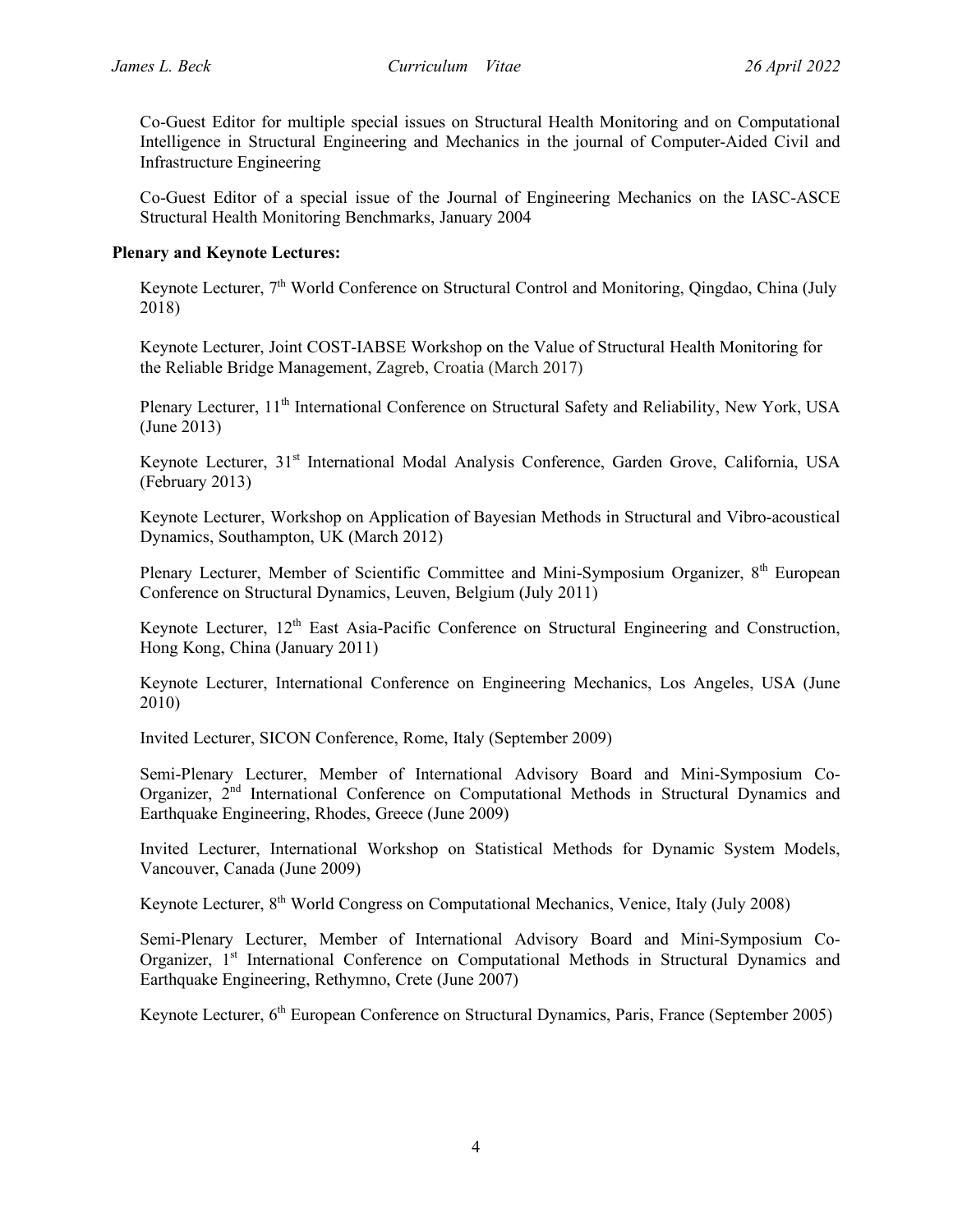Co-Guest Editor for multiple special issues on Structural Health Monitoring and on Computational Intelligence in Structural Engineering and Mechanics in the journal of Computer-Aided Civil and Infrastructure Engineering

Co-Guest Editor of a special issue of the Journal of Engineering Mechanics on the IASC-ASCE Structural Health Monitoring Benchmarks, January 2004

**Plenary and Keynote Lectures:**

Keynote Lecturer, 7th World Conference on Structural Control and Monitoring, Qingdao, China (July 2018)

Keynote Lecturer, Joint COST-IABSE Workshop on the Value of Structural Health Monitoring for the Reliable Bridge Management, Zagreb, Croatia (March 2017)

Plenary Lecturer, 11th International Conference on Structural Safety and Reliability, New York, USA (June 2013)

Keynote Lecturer, 31st International Modal Analysis Conference, Garden Grove, California, USA (February 2013)

Keynote Lecturer, Workshop on Application of Bayesian Methods in Structural and Vibro-acoustical Dynamics, Southampton, UK (March 2012)

Plenary Lecturer, Member of Scientific Committee and Mini-Symposium Organizer, 8th European Conference on Structural Dynamics, Leuven, Belgium (July 2011)

Keynote Lecturer, 12th East Asia-Pacific Conference on Structural Engineering and Construction, Hong Kong, China (January 2011)

Keynote Lecturer, International Conference on Engineering Mechanics, Los Angeles, USA (June 2010)

Invited Lecturer, SICON Conference, Rome, Italy (September 2009)

Semi-Plenary Lecturer, Member of International Advisory Board and Mini-Symposium Co-Organizer, 2nd International Conference on Computational Methods in Structural Dynamics and Earthquake Engineering, Rhodes, Greece (June 2009)

Invited Lecturer, International Workshop on Statistical Methods for Dynamic System Models, Vancouver, Canada (June 2009)

Keynote Lecturer, 8th World Congress on Computational Mechanics, Venice, Italy (July 2008)

Semi-Plenary Lecturer, Member of International Advisory Board and Mini-Symposium Co-Organizer, 1st International Conference on Computational Methods in Structural Dynamics and Earthquake Engineering, Rethymno, Crete (June 2007)

Keynote Lecturer, 6th European Conference on Structural Dynamics, Paris, France (September 2005)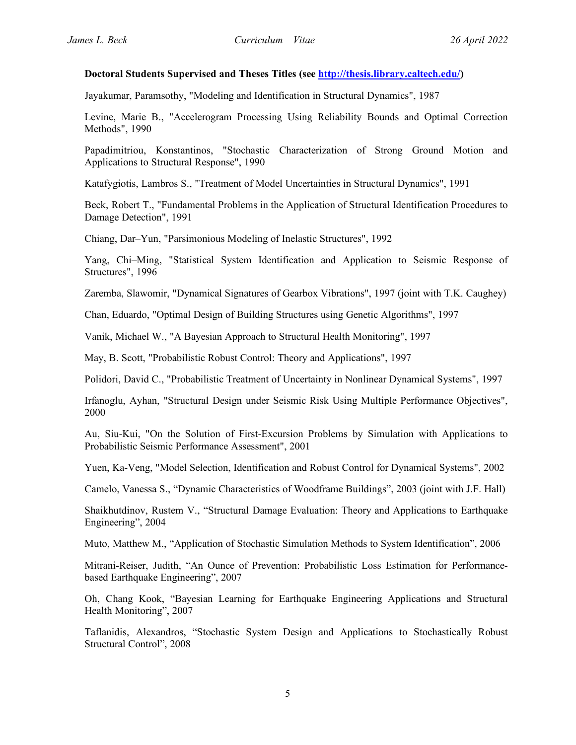**Doctoral Students Supervised and Theses Titles (see [http://thesis.library.caltech.edu/](http://thesis.library.caltech.edu/))**

Jayakumar, Paramsothy, "Modeling and Identification in Structural Dynamics", 1987

Levine, Marie B., "Accelerogram Processing Using Reliability Bounds and Optimal Correction Methods", 1990

Papadimitriou, Konstantinos, "Stochastic Characterization of Strong Ground Motion and Applications to Structural Response", 1990

Katafygiotis, Lambros S., "Treatment of Model Uncertainties in Structural Dynamics", 1991

Beck, Robert T., "Fundamental Problems in the Application of Structural Identification Procedures to Damage Detection", 1991

Chiang, Dar–Yun, "Parsimonious Modeling of Inelastic Structures", 1992

Yang, Chi–Ming, "Statistical System Identification and Application to Seismic Response of Structures", 1996

Zaremba, Slawomir, "Dynamical Signatures of Gearbox Vibrations", 1997 (joint with T.K. Caughey)

Chan, Eduardo, "Optimal Design of Building Structures using Genetic Algorithms", 1997

Vanik, Michael W., "A Bayesian Approach to Structural Health Monitoring", 1997

May, B. Scott, "Probabilistic Robust Control: Theory and Applications", 1997

Polidori, David C., "Probabilistic Treatment of Uncertainty in Nonlinear Dynamical Systems", 1997

Irfanoglu, Ayhan, "Structural Design under Seismic Risk Using Multiple Performance Objectives", 2000

Au, Siu-Kui, "On the Solution of First-Excursion Problems by Simulation with Applications to Probabilistic Seismic Performance Assessment", 2001

Yuen, Ka-Veng, "Model Selection, Identification and Robust Control for Dynamical Systems", 2002

Camelo, Vanessa S., "Dynamic Characteristics of Woodframe Buildings", 2003 (joint with J.F. Hall)

Shaikhutdinov, Rustem V., "Structural Damage Evaluation: Theory and Applications to Earthquake Engineering", 2004

Muto, Matthew M., "Application of Stochastic Simulation Methods to System Identification", 2006

Mitrani-Reiser, Judith, "An Ounce of Prevention: Probabilistic Loss Estimation for Performance-based Earthquake Engineering", 2007

Oh, Chang Kook, "Bayesian Learning for Earthquake Engineering Applications and Structural Health Monitoring", 2007

Taflanidis, Alexandros, "Stochastic System Design and Applications to Stochastically Robust Structural Control", 2008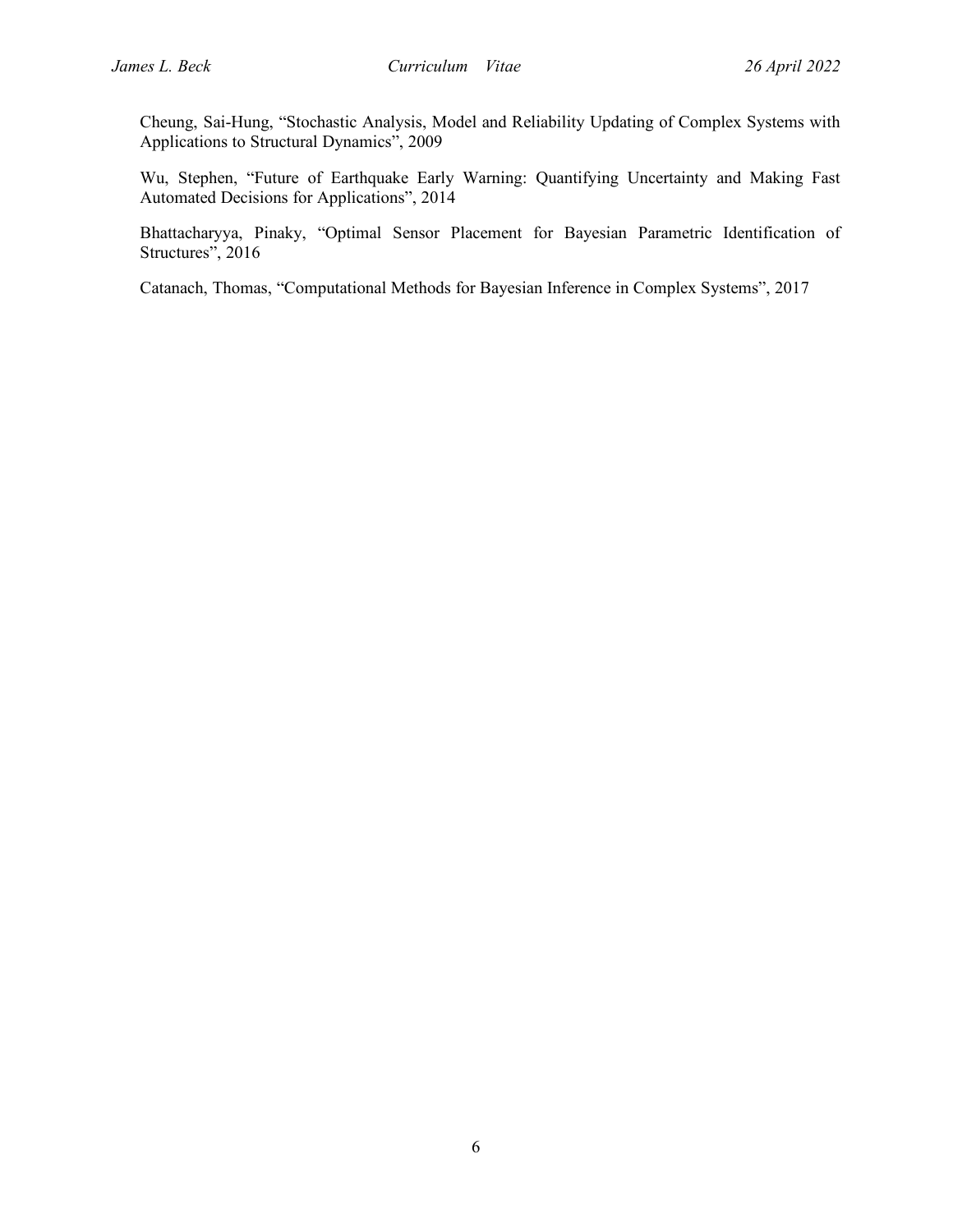Cheung, Sai-Hung, "Stochastic Analysis, Model and Reliability Updating of Complex Systems with Applications to Structural Dynamics", 2009

Wu, Stephen, "Future of Earthquake Early Warning: Quantifying Uncertainty and Making Fast Automated Decisions for Applications", 2014

Bhattacharyya, Pinaky, "Optimal Sensor Placement for Bayesian Parametric Identification of Structures", 2016

Catanach, Thomas, "Computational Methods for Bayesian Inference in Complex Systems", 2017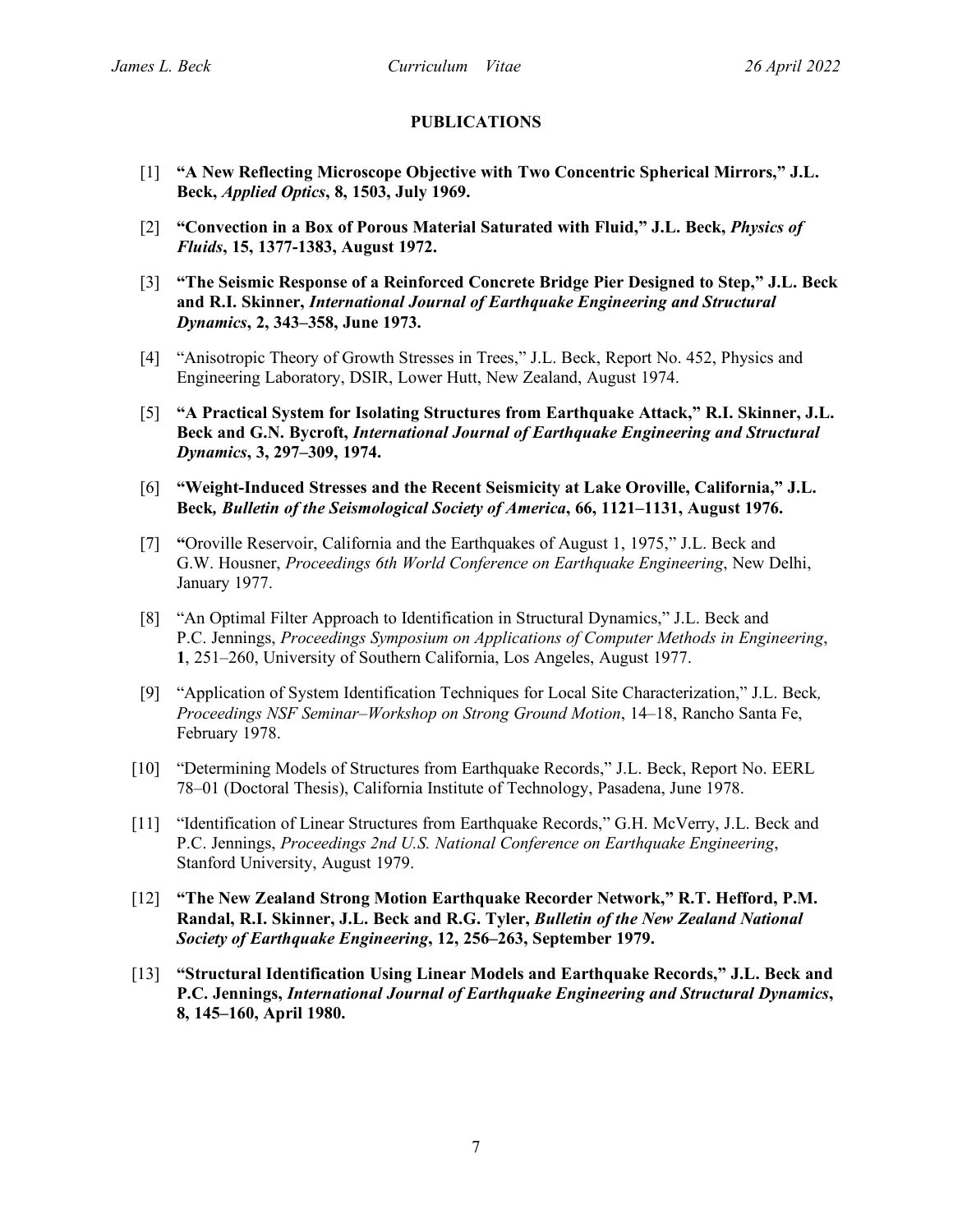## PUBLICATIONS

[1] **"A New Reflecting Microscope Objective with Two Concentric Spherical Mirrors," J.L. Beck, *Applied Optics*, 8, 1503, July 1969.**

[2] **"Convection in a Box of Porous Material Saturated with Fluid," J.L. Beck, *Physics of Fluids*, 15, 1377-1383, August 1972.**

[3] **"The Seismic Response of a Reinforced Concrete Bridge Pier Designed to Step," J.L. Beck and R.I. Skinner, *International Journal of Earthquake Engineering and Structural Dynamics*, 2, 343–358, June 1973.**

[4] "Anisotropic Theory of Growth Stresses in Trees," J.L. Beck, Report No. 452, Physics and Engineering Laboratory, DSIR, Lower Hutt, New Zealand, August 1974.

[5] **"A Practical System for Isolating Structures from Earthquake Attack," R.I. Skinner, J.L. Beck and G.N. Bycroft, *International Journal of Earthquake Engineering and Structural Dynamics*, 3, 297–309, 1974.**

[6] **"Weight-Induced Stresses and the Recent Seismicity at Lake Oroville, California," J.L. Beck, *Bulletin of the Seismological Society of America*, 66, 1121–1131, August 1976.**

[7] "Oroville Reservoir, California and the Earthquakes of August 1, 1975," J.L. Beck and G.W. Housner, *Proceedings 6th World Conference on Earthquake Engineering*, New Delhi, January 1977.

[8] "An Optimal Filter Approach to Identification in Structural Dynamics," J.L. Beck and P.C. Jennings, *Proceedings Symposium on Applications of Computer Methods in Engineering*, **1**, 251–260, University of Southern California, Los Angeles, August 1977.

[9] "Application of System Identification Techniques for Local Site Characterization," J.L. Beck, *Proceedings NSF Seminar–Workshop on Strong Ground Motion*, 14–18, Rancho Santa Fe, February 1978.

[10] "Determining Models of Structures from Earthquake Records," J.L. Beck, Report No. EERL 78–01 (Doctoral Thesis), California Institute of Technology, Pasadena, June 1978.

[11] "Identification of Linear Structures from Earthquake Records," G.H. McVerry, J.L. Beck and P.C. Jennings, *Proceedings 2nd U.S. National Conference on Earthquake Engineering*, Stanford University, August 1979.

[12] **"The New Zealand Strong Motion Earthquake Recorder Network," R.T. Hefford, P.M. Randal, R.I. Skinner, J.L. Beck and R.G. Tyler, *Bulletin of the New Zealand National Society of Earthquake Engineering*, 12, 256–263, September 1979.**

[13] **"Structural Identification Using Linear Models and Earthquake Records," J.L. Beck and P.C. Jennings, *International Journal of Earthquake Engineering and Structural Dynamics*, 8, 145–160, April 1980.**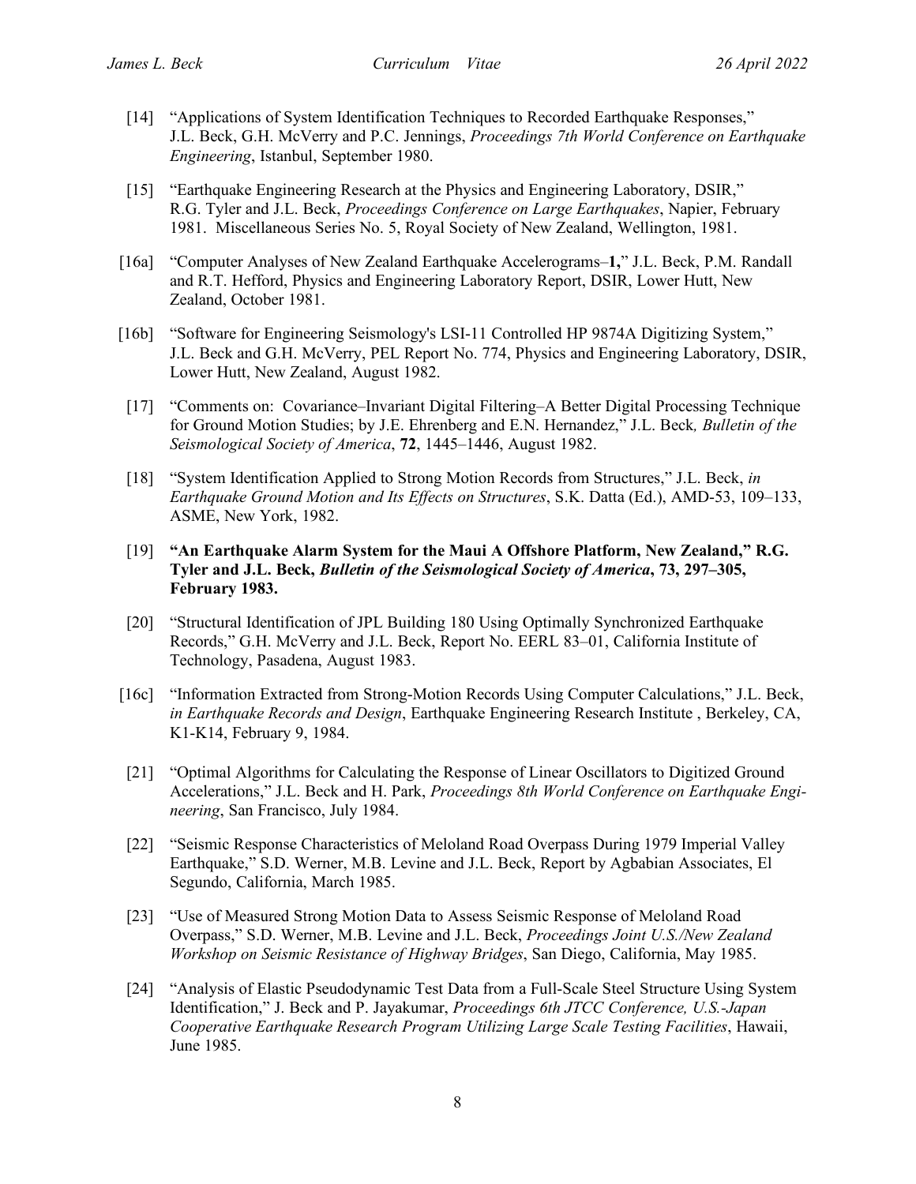[14] "Applications of System Identification Techniques to Recorded Earthquake Responses," J.L. Beck, G.H. McVerry and P.C. Jennings, *Proceedings 7th World Conference on Earthquake Engineering*, Istanbul, September 1980.

[15] "Earthquake Engineering Research at the Physics and Engineering Laboratory, DSIR," R.G. Tyler and J.L. Beck, *Proceedings Conference on Large Earthquakes*, Napier, February 1981. Miscellaneous Series No. 5, Royal Society of New Zealand, Wellington, 1981.

[16a] "Computer Analyses of New Zealand Earthquake Accelerograms–**1**," J.L. Beck, P.M. Randall and R.T. Hefford, Physics and Engineering Laboratory Report, DSIR, Lower Hutt, New Zealand, October 1981.

[16b] "Software for Engineering Seismology's LSI-11 Controlled HP 9874A Digitizing System," J.L. Beck and G.H. McVerry, PEL Report No. 774, Physics and Engineering Laboratory, DSIR, Lower Hutt, New Zealand, August 1982.

[17] "Comments on: Covariance–Invariant Digital Filtering–A Better Digital Processing Technique for Ground Motion Studies; by J.E. Ehrenberg and E.N. Hernandez," J.L. Beck*, Bulletin of the Seismological Society of America*, **72**, 1445–1446, August 1982.

[18] "System Identification Applied to Strong Motion Records from Structures," J.L. Beck, *in Earthquake Ground Motion and Its Effects on Structures*, S.K. Datta (Ed.), AMD-53, 109–133, ASME, New York, 1982.

[19] **"An Earthquake Alarm System for the Maui A Offshore Platform, New Zealand," R.G. Tyler and J.L. Beck, *Bulletin of the Seismological Society of America*, 73, 297–305, February 1983.**

[20] "Structural Identification of JPL Building 180 Using Optimally Synchronized Earthquake Records," G.H. McVerry and J.L. Beck, Report No. EERL 83–01, California Institute of Technology, Pasadena, August 1983.

[16c] "Information Extracted from Strong-Motion Records Using Computer Calculations," J.L. Beck, *in Earthquake Records and Design*, Earthquake Engineering Research Institute , Berkeley, CA, K1-K14, February 9, 1984.

[21] "Optimal Algorithms for Calculating the Response of Linear Oscillators to Digitized Ground Accelerations," J.L. Beck and H. Park, *Proceedings 8th World Conference on Earthquake Engineering*, San Francisco, July 1984.

[22] "Seismic Response Characteristics of Meloland Road Overpass During 1979 Imperial Valley Earthquake," S.D. Werner, M.B. Levine and J.L. Beck, Report by Agbabian Associates, El Segundo, California, March 1985.

[23] "Use of Measured Strong Motion Data to Assess Seismic Response of Meloland Road Overpass," S.D. Werner, M.B. Levine and J.L. Beck, *Proceedings Joint U.S./New Zealand Workshop on Seismic Resistance of Highway Bridges*, San Diego, California, May 1985.

[24] "Analysis of Elastic Pseudodynamic Test Data from a Full-Scale Steel Structure Using System Identification," J. Beck and P. Jayakumar, *Proceedings 6th JTCC Conference, U.S.-Japan Cooperative Earthquake Research Program Utilizing Large Scale Testing Facilities*, Hawaii, June 1985.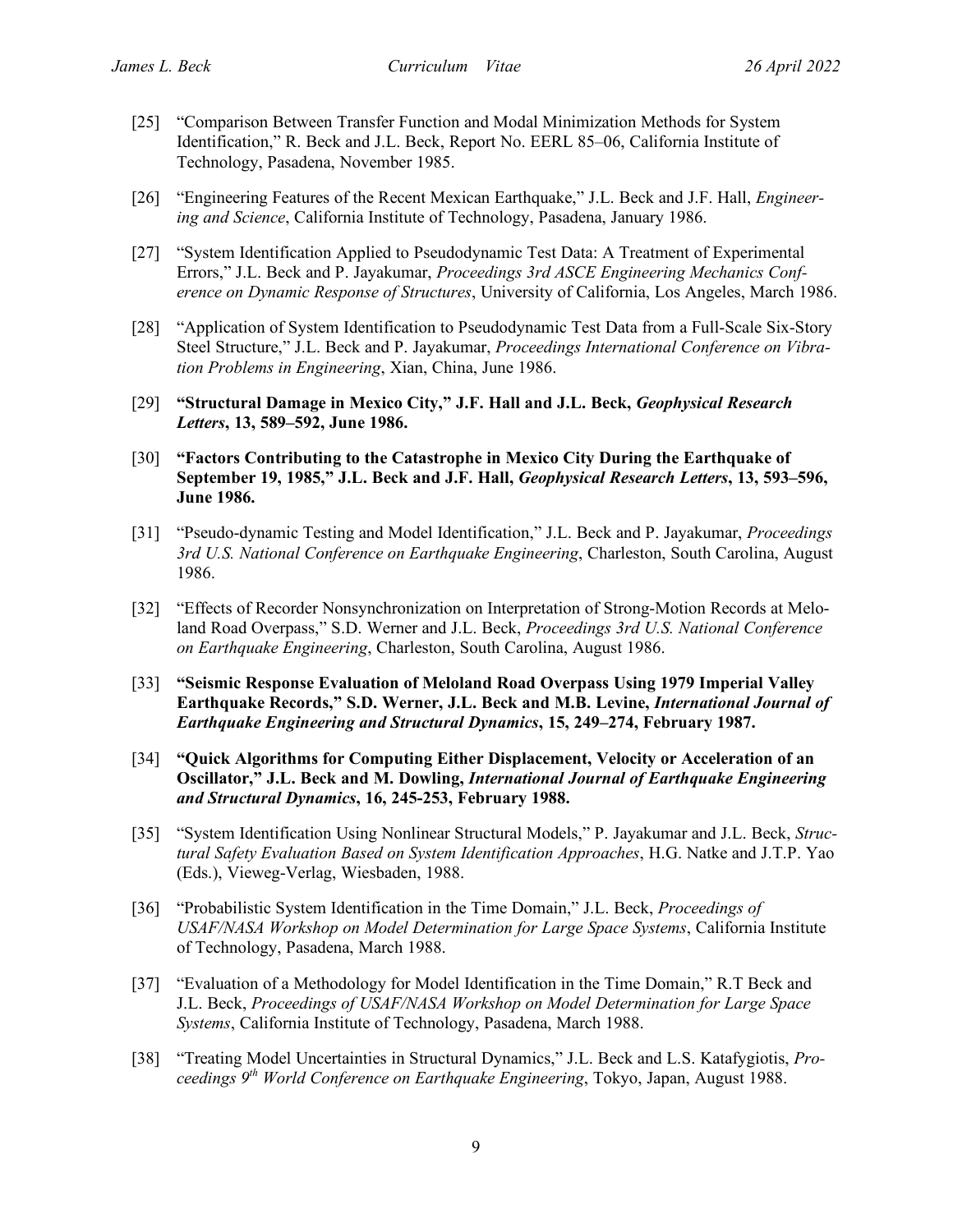[25] "Comparison Between Transfer Function and Modal Minimization Methods for System Identification," R. Beck and J.L. Beck, Report No. EERL 85–06, California Institute of Technology, Pasadena, November 1985.

[26] "Engineering Features of the Recent Mexican Earthquake," J.L. Beck and J.F. Hall, *Engineering and Science*, California Institute of Technology, Pasadena, January 1986.

[27] "System Identification Applied to Pseudodynamic Test Data: A Treatment of Experimental Errors," J.L. Beck and P. Jayakumar, *Proceedings 3rd ASCE Engineering Mechanics Conference on Dynamic Response of Structures*, University of California, Los Angeles, March 1986.

[28] "Application of System Identification to Pseudodynamic Test Data from a Full-Scale Six-Story Steel Structure," J.L. Beck and P. Jayakumar, *Proceedings International Conference on Vibration Problems in Engineering*, Xian, China, June 1986.

[29] **"Structural Damage in Mexico City," J.F. Hall and J.L. Beck, *Geophysical Research Letters*, 13, 589–592, June 1986.**

[30] **"Factors Contributing to the Catastrophe in Mexico City During the Earthquake of September 19, 1985," J.L. Beck and J.F. Hall, *Geophysical Research Letters*, 13, 593–596, June 1986.**

[31] "Pseudo-dynamic Testing and Model Identification," J.L. Beck and P. Jayakumar, *Proceedings 3rd U.S. National Conference on Earthquake Engineering*, Charleston, South Carolina, August 1986.

[32] "Effects of Recorder Nonsynchronization on Interpretation of Strong-Motion Records at Meloland Road Overpass," S.D. Werner and J.L. Beck, *Proceedings 3rd U.S. National Conference on Earthquake Engineering*, Charleston, South Carolina, August 1986.

[33] **"Seismic Response Evaluation of Meloland Road Overpass Using 1979 Imperial Valley Earthquake Records," S.D. Werner, J.L. Beck and M.B. Levine, *International Journal of Earthquake Engineering and Structural Dynamics*, 15, 249–274, February 1987.**

[34] **"Quick Algorithms for Computing Either Displacement, Velocity or Acceleration of an Oscillator," J.L. Beck and M. Dowling, *International Journal of Earthquake Engineering and Structural Dynamics*, 16, 245-253, February 1988.**

[35] "System Identification Using Nonlinear Structural Models," P. Jayakumar and J.L. Beck, *Structural Safety Evaluation Based on System Identification Approaches*, H.G. Natke and J.T.P. Yao (Eds.), Vieweg-Verlag, Wiesbaden, 1988.

[36] "Probabilistic System Identification in the Time Domain," J.L. Beck, *Proceedings of USAF/NASA Workshop on Model Determination for Large Space Systems*, California Institute of Technology, Pasadena, March 1988.

[37] "Evaluation of a Methodology for Model Identification in the Time Domain," R.T Beck and J.L. Beck, *Proceedings of USAF/NASA Workshop on Model Determination for Large Space Systems*, California Institute of Technology, Pasadena, March 1988.

[38] "Treating Model Uncertainties in Structural Dynamics," J.L. Beck and L.S. Katafygiotis, *Proceedings 9th World Conference on Earthquake Engineering*, Tokyo, Japan, August 1988.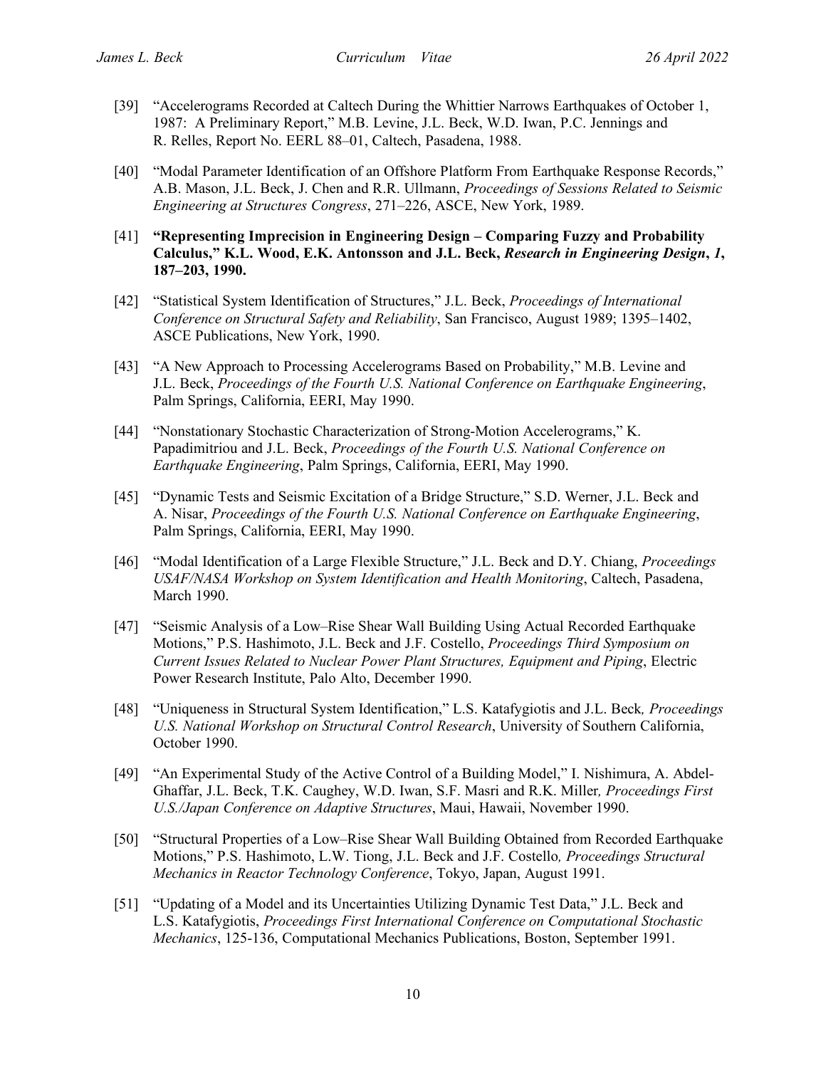[39] "Accelerograms Recorded at Caltech During the Whittier Narrows Earthquakes of October 1, 1987: A Preliminary Report," M.B. Levine, J.L. Beck, W.D. Iwan, P.C. Jennings and R. Relles, Report No. EERL 88–01, Caltech, Pasadena, 1988.

[40] "Modal Parameter Identification of an Offshore Platform From Earthquake Response Records," A.B. Mason, J.L. Beck, J. Chen and R.R. Ullmann, *Proceedings of Sessions Related to Seismic Engineering at Structures Congress*, 271–226, ASCE, New York, 1989.

[41] **"Representing Imprecision in Engineering Design – Comparing Fuzzy and Probability Calculus," K.L. Wood, E.K. Antonsson and J.L. Beck, *Research in Engineering Design*, *1*, 187–203, 1990.**

[42] "Statistical System Identification of Structures," J.L. Beck, *Proceedings of International Conference on Structural Safety and Reliability*, San Francisco, August 1989; 1395–1402, ASCE Publications, New York, 1990.

[43] "A New Approach to Processing Accelerograms Based on Probability," M.B. Levine and J.L. Beck, *Proceedings of the Fourth U.S. National Conference on Earthquake Engineering*, Palm Springs, California, EERI, May 1990.

[44] "Nonstationary Stochastic Characterization of Strong-Motion Accelerograms," K. Papadimitriou and J.L. Beck, *Proceedings of the Fourth U.S. National Conference on Earthquake Engineering*, Palm Springs, California, EERI, May 1990.

[45] "Dynamic Tests and Seismic Excitation of a Bridge Structure," S.D. Werner, J.L. Beck and A. Nisar, *Proceedings of the Fourth U.S. National Conference on Earthquake Engineering*, Palm Springs, California, EERI, May 1990.

[46] "Modal Identification of a Large Flexible Structure," J.L. Beck and D.Y. Chiang, *Proceedings USAF/NASA Workshop on System Identification and Health Monitoring*, Caltech, Pasadena, March 1990.

[47] "Seismic Analysis of a Low–Rise Shear Wall Building Using Actual Recorded Earthquake Motions," P.S. Hashimoto, J.L. Beck and J.F. Costello, *Proceedings Third Symposium on Current Issues Related to Nuclear Power Plant Structures, Equipment and Piping*, Electric Power Research Institute, Palo Alto, December 1990.

[48] "Uniqueness in Structural System Identification," L.S. Katafygiotis and J.L. Beck*, Proceedings U.S. National Workshop on Structural Control Research*, University of Southern California, October 1990.

[49] "An Experimental Study of the Active Control of a Building Model," I. Nishimura, A. Abdel-Ghaffar, J.L. Beck, T.K. Caughey, W.D. Iwan, S.F. Masri and R.K. Miller*, Proceedings First U.S./Japan Conference on Adaptive Structures*, Maui, Hawaii, November 1990.

[50] "Structural Properties of a Low–Rise Shear Wall Building Obtained from Recorded Earthquake Motions," P.S. Hashimoto, L.W. Tiong, J.L. Beck and J.F. Costello*, Proceedings Structural Mechanics in Reactor Technology Conference*, Tokyo, Japan, August 1991.

[51] "Updating of a Model and its Uncertainties Utilizing Dynamic Test Data," J.L. Beck and L.S. Katafygiotis, *Proceedings First International Conference on Computational Stochastic Mechanics*, 125-136, Computational Mechanics Publications, Boston, September 1991.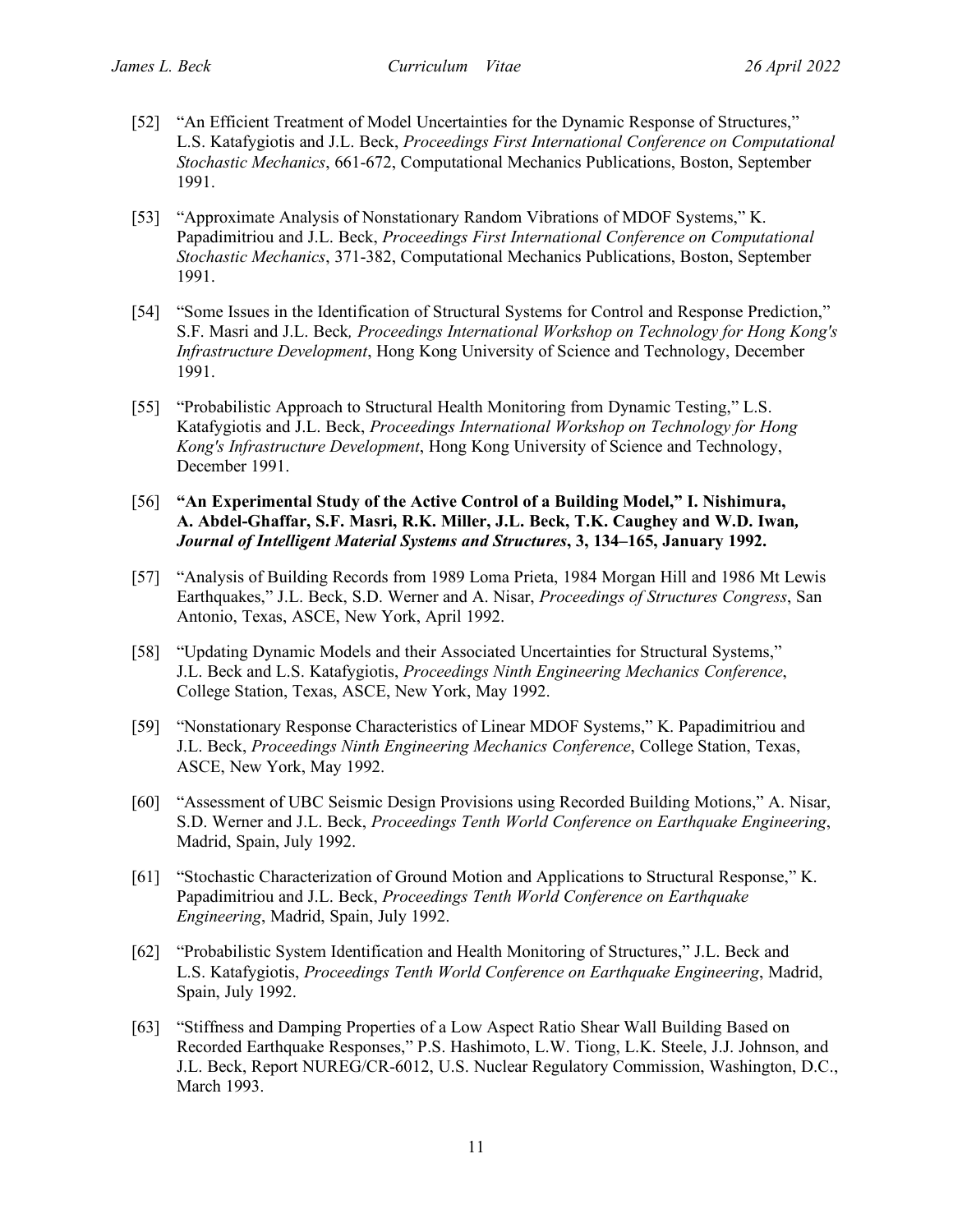[52] "An Efficient Treatment of Model Uncertainties for the Dynamic Response of Structures," L.S. Katafygiotis and J.L. Beck, *Proceedings First International Conference on Computational Stochastic Mechanics*, 661-672, Computational Mechanics Publications, Boston, September 1991.

[53] "Approximate Analysis of Nonstationary Random Vibrations of MDOF Systems," K. Papadimitriou and J.L. Beck, *Proceedings First International Conference on Computational Stochastic Mechanics*, 371-382, Computational Mechanics Publications, Boston, September 1991.

[54] "Some Issues in the Identification of Structural Systems for Control and Response Prediction," S.F. Masri and J.L. Beck*, Proceedings International Workshop on Technology for Hong Kong's Infrastructure Development*, Hong Kong University of Science and Technology, December 1991.

[55] "Probabilistic Approach to Structural Health Monitoring from Dynamic Testing," L.S. Katafygiotis and J.L. Beck, *Proceedings International Workshop on Technology for Hong Kong's Infrastructure Development*, Hong Kong University of Science and Technology, December 1991.

[56] **"An Experimental Study of the Active Control of a Building Model," I. Nishimura, A. Abdel-Ghaffar, S.F. Masri, R.K. Miller, J.L. Beck, T.K. Caughey and W.D. Iwan, *Journal of Intelligent Material Systems and Structures*, 3, 134–165, January 1992.**

[57] "Analysis of Building Records from 1989 Loma Prieta, 1984 Morgan Hill and 1986 Mt Lewis Earthquakes," J.L. Beck, S.D. Werner and A. Nisar, *Proceedings of Structures Congress*, San Antonio, Texas, ASCE, New York, April 1992.

[58] "Updating Dynamic Models and their Associated Uncertainties for Structural Systems," J.L. Beck and L.S. Katafygiotis, *Proceedings Ninth Engineering Mechanics Conference*, College Station, Texas, ASCE, New York, May 1992.

[59] "Nonstationary Response Characteristics of Linear MDOF Systems," K. Papadimitriou and J.L. Beck, *Proceedings Ninth Engineering Mechanics Conference*, College Station, Texas, ASCE, New York, May 1992.

[60] "Assessment of UBC Seismic Design Provisions using Recorded Building Motions," A. Nisar, S.D. Werner and J.L. Beck, *Proceedings Tenth World Conference on Earthquake Engineering*, Madrid, Spain, July 1992.

[61] "Stochastic Characterization of Ground Motion and Applications to Structural Response," K. Papadimitriou and J.L. Beck, *Proceedings Tenth World Conference on Earthquake Engineering*, Madrid, Spain, July 1992.

[62] "Probabilistic System Identification and Health Monitoring of Structures," J.L. Beck and L.S. Katafygiotis, *Proceedings Tenth World Conference on Earthquake Engineering*, Madrid, Spain, July 1992.

[63] "Stiffness and Damping Properties of a Low Aspect Ratio Shear Wall Building Based on Recorded Earthquake Responses," P.S. Hashimoto, L.W. Tiong, L.K. Steele, J.J. Johnson, and J.L. Beck, Report NUREG/CR-6012, U.S. Nuclear Regulatory Commission, Washington, D.C., March 1993.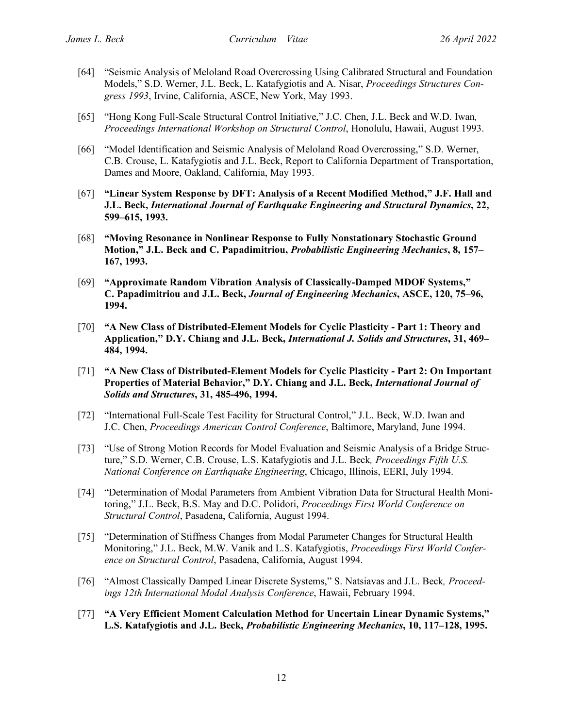[64] "Seismic Analysis of Meloland Road Overcrossing Using Calibrated Structural and Foundation Models," S.D. Werner, J.L. Beck, L. Katafygiotis and A. Nisar, *Proceedings Structures Congress 1993*, Irvine, California, ASCE, New York, May 1993.

[65] "Hong Kong Full-Scale Structural Control Initiative," J.C. Chen, J.L. Beck and W.D. Iwan, *Proceedings International Workshop on Structural Control*, Honolulu, Hawaii, August 1993.

[66] "Model Identification and Seismic Analysis of Meloland Road Overcrossing," S.D. Werner, C.B. Crouse, L. Katafygiotis and J.L. Beck, Report to California Department of Transportation, Dames and Moore, Oakland, California, May 1993.

[67] **"Linear System Response by DFT: Analysis of a Recent Modified Method," J.F. Hall and J.L. Beck, *International Journal of Earthquake Engineering and Structural Dynamics*, 22, 599–615, 1993.**

[68] **"Moving Resonance in Nonlinear Response to Fully Nonstationary Stochastic Ground Motion," J.L. Beck and C. Papadimitriou, *Probabilistic Engineering Mechanics*, 8, 157–167, 1993.**

[69] **"Approximate Random Vibration Analysis of Classically-Damped MDOF Systems," C. Papadimitriou and J.L. Beck, *Journal of Engineering Mechanics*, ASCE, 120, 75–96, 1994.**

[70] **"A New Class of Distributed-Element Models for Cyclic Plasticity - Part 1: Theory and Application," D.Y. Chiang and J.L. Beck, *International J. Solids and Structures*, 31, 469–484, 1994.**

[71] **"A New Class of Distributed-Element Models for Cyclic Plasticity - Part 2: On Important Properties of Material Behavior," D.Y. Chiang and J.L. Beck, *International Journal of Solids and Structures*, 31, 485-496, 1994.**

[72] "International Full-Scale Test Facility for Structural Control," J.L. Beck, W.D. Iwan and J.C. Chen, *Proceedings American Control Conference*, Baltimore, Maryland, June 1994.

[73] "Use of Strong Motion Records for Model Evaluation and Seismic Analysis of a Bridge Structure," S.D. Werner, C.B. Crouse, L.S. Katafygiotis and J.L. Beck, *Proceedings Fifth U.S. National Conference on Earthquake Engineering*, Chicago, Illinois, EERI, July 1994.

[74] "Determination of Modal Parameters from Ambient Vibration Data for Structural Health Monitoring," J.L. Beck, B.S. May and D.C. Polidori, *Proceedings First World Conference on Structural Control*, Pasadena, California, August 1994.

[75] "Determination of Stiffness Changes from Modal Parameter Changes for Structural Health Monitoring," J.L. Beck, M.W. Vanik and L.S. Katafygiotis, *Proceedings First World Conference on Structural Control*, Pasadena, California, August 1994.

[76] "Almost Classically Damped Linear Discrete Systems," S. Natsiavas and J.L. Beck, *Proceedings 12th International Modal Analysis Conference*, Hawaii, February 1994.

[77] **"A Very Efficient Moment Calculation Method for Uncertain Linear Dynamic Systems," L.S. Katafygiotis and J.L. Beck, *Probabilistic Engineering Mechanics*, 10, 117–128, 1995.**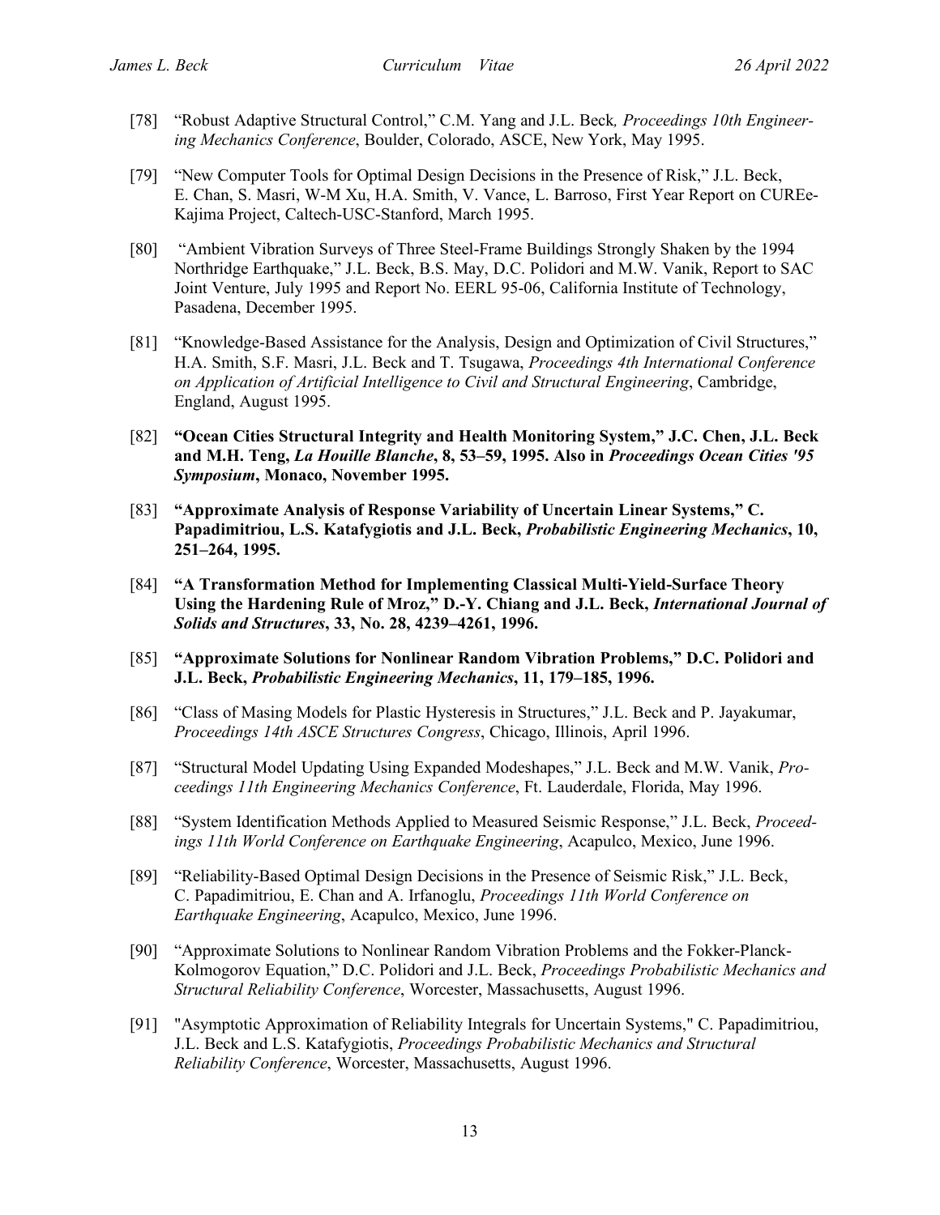[78] “Robust Adaptive Structural Control,” C.M. Yang and J.L. Beck*, Proceedings 10th Engineering Mechanics Conference*, Boulder, Colorado, ASCE, New York, May 1995.

[79] “New Computer Tools for Optimal Design Decisions in the Presence of Risk,” J.L. Beck, E. Chan, S. Masri, W-M Xu, H.A. Smith, V. Vance, L. Barroso, First Year Report on CUREe-Kajima Project, Caltech-USC-Stanford, March 1995.

[80] “Ambient Vibration Surveys of Three Steel-Frame Buildings Strongly Shaken by the 1994 Northridge Earthquake,” J.L. Beck, B.S. May, D.C. Polidori and M.W. Vanik, Report to SAC Joint Venture, July 1995 and Report No. EERL 95-06, California Institute of Technology, Pasadena, December 1995.

[81] “Knowledge-Based Assistance for the Analysis, Design and Optimization of Civil Structures,” H.A. Smith, S.F. Masri, J.L. Beck and T. Tsugawa, *Proceedings 4th International Conference on Application of Artificial Intelligence to Civil and Structural Engineering*, Cambridge, England, August 1995.

[82] **“Ocean Cities Structural Integrity and Health Monitoring System,” J.C. Chen, J.L. Beck and M.H. Teng, *La Houille Blanche*, 8, 53–59, 1995. Also in *Proceedings Ocean Cities '95 Symposium*, Monaco, November 1995.**

[83] **“Approximate Analysis of Response Variability of Uncertain Linear Systems,” C. Papadimitriou, L.S. Katafygiotis and J.L. Beck, *Probabilistic Engineering Mechanics*, 10, 251–264, 1995.**

[84] **“A Transformation Method for Implementing Classical Multi-Yield-Surface Theory Using the Hardening Rule of Mroz,” D.-Y. Chiang and J.L. Beck, *International Journal of Solids and Structures*, 33, No. 28, 4239–4261, 1996.**

[85] **“Approximate Solutions for Nonlinear Random Vibration Problems,” D.C. Polidori and J.L. Beck, *Probabilistic Engineering Mechanics*, 11, 179–185, 1996.**

[86] “Class of Masing Models for Plastic Hysteresis in Structures,” J.L. Beck and P. Jayakumar, *Proceedings 14th ASCE Structures Congress*, Chicago, Illinois, April 1996.

[87] “Structural Model Updating Using Expanded Modeshapes,” J.L. Beck and M.W. Vanik, *Proceedings 11th Engineering Mechanics Conference*, Ft. Lauderdale, Florida, May 1996.

[88] “System Identification Methods Applied to Measured Seismic Response,” J.L. Beck, *Proceedings 11th World Conference on Earthquake Engineering*, Acapulco, Mexico, June 1996.

[89] “Reliability-Based Optimal Design Decisions in the Presence of Seismic Risk,” J.L. Beck, C. Papadimitriou, E. Chan and A. Irfanoglu, *Proceedings 11th World Conference on Earthquake Engineering*, Acapulco, Mexico, June 1996.

[90] “Approximate Solutions to Nonlinear Random Vibration Problems and the Fokker-Planck-Kolmogorov Equation,” D.C. Polidori and J.L. Beck, *Proceedings Probabilistic Mechanics and Structural Reliability Conference*, Worcester, Massachusetts, August 1996.

[91] "Asymptotic Approximation of Reliability Integrals for Uncertain Systems," C. Papadimitriou, J.L. Beck and L.S. Katafygiotis, *Proceedings Probabilistic Mechanics and Structural Reliability Conference*, Worcester, Massachusetts, August 1996.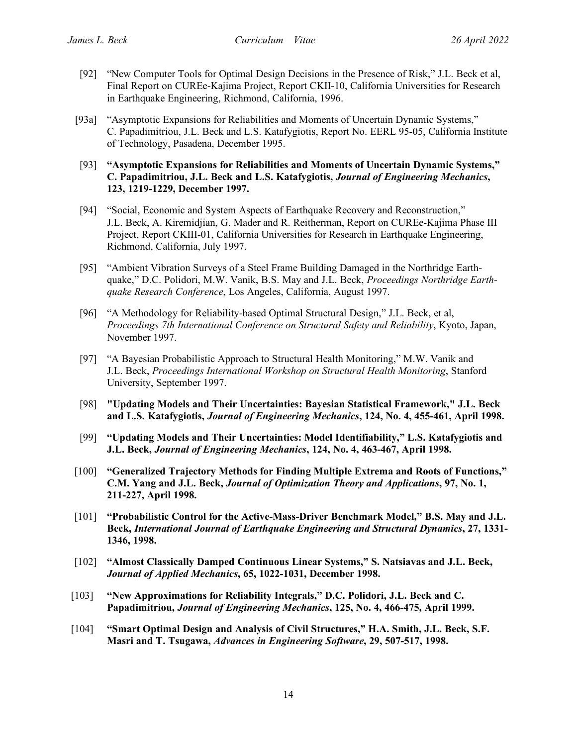[92] "New Computer Tools for Optimal Design Decisions in the Presence of Risk," J.L. Beck et al, Final Report on CUREe-Kajima Project, Report CKII-10, California Universities for Research in Earthquake Engineering, Richmond, California, 1996.

[93a] "Asymptotic Expansions for Reliabilities and Moments of Uncertain Dynamic Systems," C. Papadimitriou, J.L. Beck and L.S. Katafygiotis, Report No. EERL 95-05, California Institute of Technology, Pasadena, December 1995.

[93] **"Asymptotic Expansions for Reliabilities and Moments of Uncertain Dynamic Systems," C. Papadimitriou, J.L. Beck and L.S. Katafygiotis, *Journal of Engineering Mechanics*, 123, 1219-1229, December 1997.**

[94] "Social, Economic and System Aspects of Earthquake Recovery and Reconstruction," J.L. Beck, A. Kiremidjian, G. Mader and R. Reitherman, Report on CUREe-Kajima Phase III Project, Report CKIII-01, California Universities for Research in Earthquake Engineering, Richmond, California, July 1997.

[95] "Ambient Vibration Surveys of a Steel Frame Building Damaged in the Northridge Earthquake," D.C. Polidori, M.W. Vanik, B.S. May and J.L. Beck, *Proceedings Northridge Earthquake Research Conference*, Los Angeles, California, August 1997.

[96] "A Methodology for Reliability-based Optimal Structural Design," J.L. Beck, et al, *Proceedings 7th International Conference on Structural Safety and Reliability*, Kyoto, Japan, November 1997.

[97] "A Bayesian Probabilistic Approach to Structural Health Monitoring," M.W. Vanik and J.L. Beck, *Proceedings International Workshop on Structural Health Monitoring*, Stanford University, September 1997.

[98] **"Updating Models and Their Uncertainties: Bayesian Statistical Framework," J.L. Beck and L.S. Katafygiotis, *Journal of Engineering Mechanics*, 124, No. 4, 455-461, April 1998.**

[99] **"Updating Models and Their Uncertainties: Model Identifiability," L.S. Katafygiotis and J.L. Beck, *Journal of Engineering Mechanics*, 124, No. 4, 463-467, April 1998.**

[100] **"Generalized Trajectory Methods for Finding Multiple Extrema and Roots of Functions," C.M. Yang and J.L. Beck, *Journal of Optimization Theory and Applications*, 97, No. 1, 211-227, April 1998.**

[101] **"Probabilistic Control for the Active-Mass-Driver Benchmark Model," B.S. May and J.L. Beck, *International Journal of Earthquake Engineering and Structural Dynamics*, 27, 1331-1346, 1998.**

[102] **"Almost Classically Damped Continuous Linear Systems," S. Natsiavas and J.L. Beck, *Journal of Applied Mechanics*, 65, 1022-1031, December 1998.**

[103] **"New Approximations for Reliability Integrals," D.C. Polidori, J.L. Beck and C. Papadimitriou, *Journal of Engineering Mechanics*, 125, No. 4, 466-475, April 1999.**

[104] **"Smart Optimal Design and Analysis of Civil Structures," H.A. Smith, J.L. Beck, S.F. Masri and T. Tsugawa, *Advances in Engineering Software*, 29, 507-517, 1998.**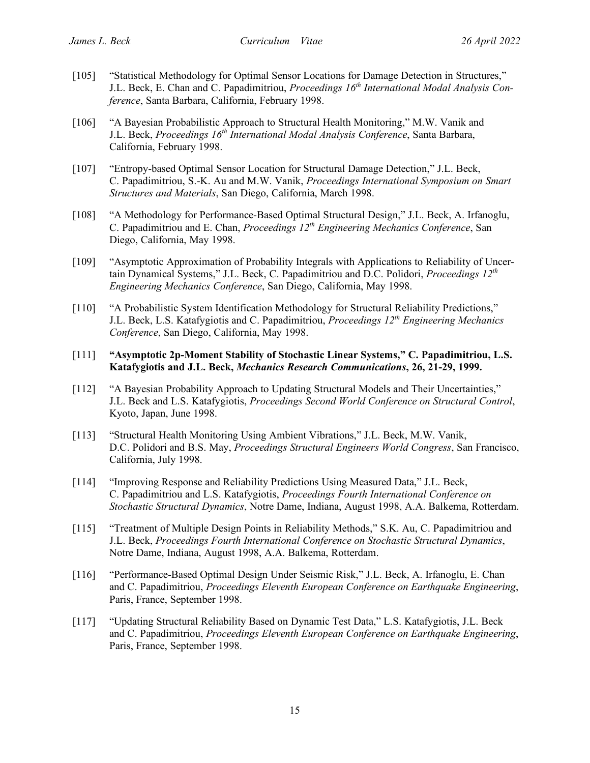[105] "Statistical Methodology for Optimal Sensor Locations for Damage Detection in Structures," J.L. Beck, E. Chan and C. Papadimitriou, *Proceedings 16th International Modal Analysis Conference*, Santa Barbara, California, February 1998.

[106] "A Bayesian Probabilistic Approach to Structural Health Monitoring," M.W. Vanik and J.L. Beck, *Proceedings 16th International Modal Analysis Conference*, Santa Barbara, California, February 1998.

[107] "Entropy-based Optimal Sensor Location for Structural Damage Detection," J.L. Beck, C. Papadimitriou, S.-K. Au and M.W. Vanik, *Proceedings International Symposium on Smart Structures and Materials*, San Diego, California, March 1998.

[108] "A Methodology for Performance-Based Optimal Structural Design," J.L. Beck, A. Irfanoglu, C. Papadimitriou and E. Chan, *Proceedings 12th Engineering Mechanics Conference*, San Diego, California, May 1998.

[109] "Asymptotic Approximation of Probability Integrals with Applications to Reliability of Uncertain Dynamical Systems," J.L. Beck, C. Papadimitriou and D.C. Polidori, *Proceedings 12th Engineering Mechanics Conference*, San Diego, California, May 1998.

[110] "A Probabilistic System Identification Methodology for Structural Reliability Predictions," J.L. Beck, L.S. Katafygiotis and C. Papadimitriou, *Proceedings 12th Engineering Mechanics Conference*, San Diego, California, May 1998.

[111] **"Asymptotic 2p-Moment Stability of Stochastic Linear Systems," C. Papadimitriou, L.S. Katafygiotis and J.L. Beck, *Mechanics Research Communications*, 26, 21-29, 1999.**

[112] "A Bayesian Probability Approach to Updating Structural Models and Their Uncertainties," J.L. Beck and L.S. Katafygiotis, *Proceedings Second World Conference on Structural Control*, Kyoto, Japan, June 1998.

[113] "Structural Health Monitoring Using Ambient Vibrations," J.L. Beck, M.W. Vanik, D.C. Polidori and B.S. May, *Proceedings Structural Engineers World Congress*, San Francisco, California, July 1998.

[114] "Improving Response and Reliability Predictions Using Measured Data," J.L. Beck, C. Papadimitriou and L.S. Katafygiotis, *Proceedings Fourth International Conference on Stochastic Structural Dynamics*, Notre Dame, Indiana, August 1998, A.A. Balkema, Rotterdam.

[115] "Treatment of Multiple Design Points in Reliability Methods," S.K. Au, C. Papadimitriou and J.L. Beck, *Proceedings Fourth International Conference on Stochastic Structural Dynamics*, Notre Dame, Indiana, August 1998, A.A. Balkema, Rotterdam.

[116] "Performance-Based Optimal Design Under Seismic Risk," J.L. Beck, A. Irfanoglu, E. Chan and C. Papadimitriou, *Proceedings Eleventh European Conference on Earthquake Engineering*, Paris, France, September 1998.

[117] "Updating Structural Reliability Based on Dynamic Test Data," L.S. Katafygiotis, J.L. Beck and C. Papadimitriou, *Proceedings Eleventh European Conference on Earthquake Engineering*, Paris, France, September 1998.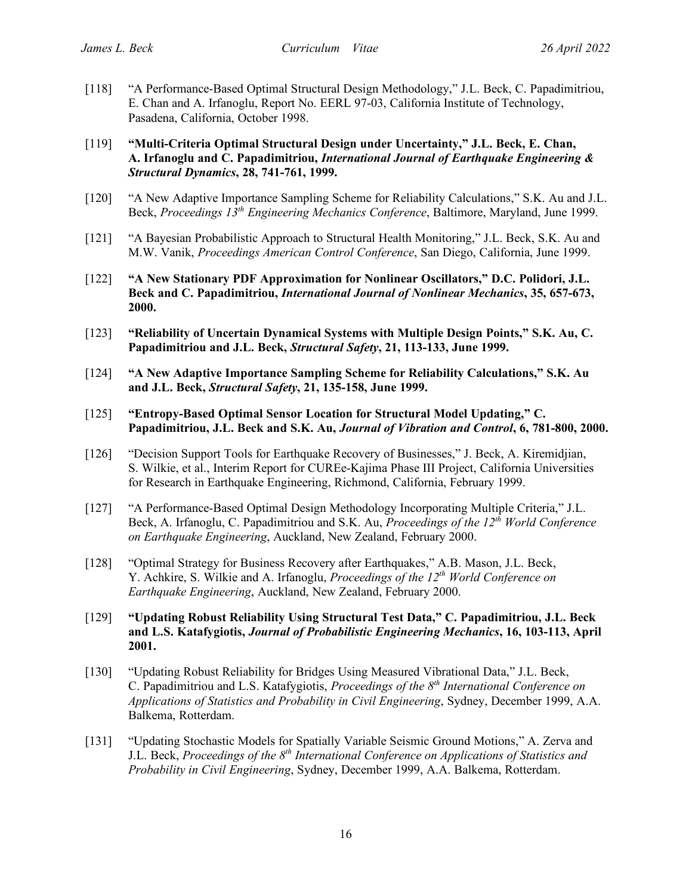[118] "A Performance-Based Optimal Structural Design Methodology," J.L. Beck, C. Papadimitriou, E. Chan and A. Irfanoglu, Report No. EERL 97-03, California Institute of Technology, Pasadena, California, October 1998.

[119] **"Multi-Criteria Optimal Structural Design under Uncertainty," J.L. Beck, E. Chan, A. Irfanoglu and C. Papadimitriou, *International Journal of Earthquake Engineering & Structural Dynamics*, 28, 741-761, 1999.**

[120] "A New Adaptive Importance Sampling Scheme for Reliability Calculations," S.K. Au and J.L. Beck, *Proceedings 13th Engineering Mechanics Conference*, Baltimore, Maryland, June 1999.

[121] "A Bayesian Probabilistic Approach to Structural Health Monitoring," J.L. Beck, S.K. Au and M.W. Vanik, *Proceedings American Control Conference*, San Diego, California, June 1999.

[122] **"A New Stationary PDF Approximation for Nonlinear Oscillators," D.C. Polidori, J.L. Beck and C. Papadimitriou, *International Journal of Nonlinear Mechanics*, 35, 657-673, 2000.**

[123] **"Reliability of Uncertain Dynamical Systems with Multiple Design Points," S.K. Au, C. Papadimitriou and J.L. Beck, *Structural Safety*, 21, 113-133, June 1999.**

[124] **"A New Adaptive Importance Sampling Scheme for Reliability Calculations," S.K. Au and J.L. Beck, *Structural Safety*, 21, 135-158, June 1999.**

[125] **"Entropy-Based Optimal Sensor Location for Structural Model Updating," C. Papadimitriou, J.L. Beck and S.K. Au, *Journal of Vibration and Control*, 6, 781-800, 2000.**

[126] "Decision Support Tools for Earthquake Recovery of Businesses," J. Beck, A. Kiremidjian, S. Wilkie, et al., Interim Report for CUREe-Kajima Phase III Project, California Universities for Research in Earthquake Engineering, Richmond, California, February 1999.

[127] "A Performance-Based Optimal Design Methodology Incorporating Multiple Criteria," J.L. Beck, A. Irfanoglu, C. Papadimitriou and S.K. Au, *Proceedings of the 12th World Conference on Earthquake Engineering*, Auckland, New Zealand, February 2000.

[128] "Optimal Strategy for Business Recovery after Earthquakes," A.B. Mason, J.L. Beck, Y. Achkire, S. Wilkie and A. Irfanoglu, *Proceedings of the 12th World Conference on Earthquake Engineering*, Auckland, New Zealand, February 2000.

[129] **"Updating Robust Reliability Using Structural Test Data," C. Papadimitriou, J.L. Beck and L.S. Katafygiotis, *Journal of Probabilistic Engineering Mechanics*, 16, 103-113, April 2001.**

[130] "Updating Robust Reliability for Bridges Using Measured Vibrational Data," J.L. Beck, C. Papadimitriou and L.S. Katafygiotis, *Proceedings of the 8th International Conference on Applications of Statistics and Probability in Civil Engineering*, Sydney, December 1999, A.A. Balkema, Rotterdam.

[131] "Updating Stochastic Models for Spatially Variable Seismic Ground Motions," A. Zerva and J.L. Beck, *Proceedings of the 8th International Conference on Applications of Statistics and Probability in Civil Engineering*, Sydney, December 1999, A.A. Balkema, Rotterdam.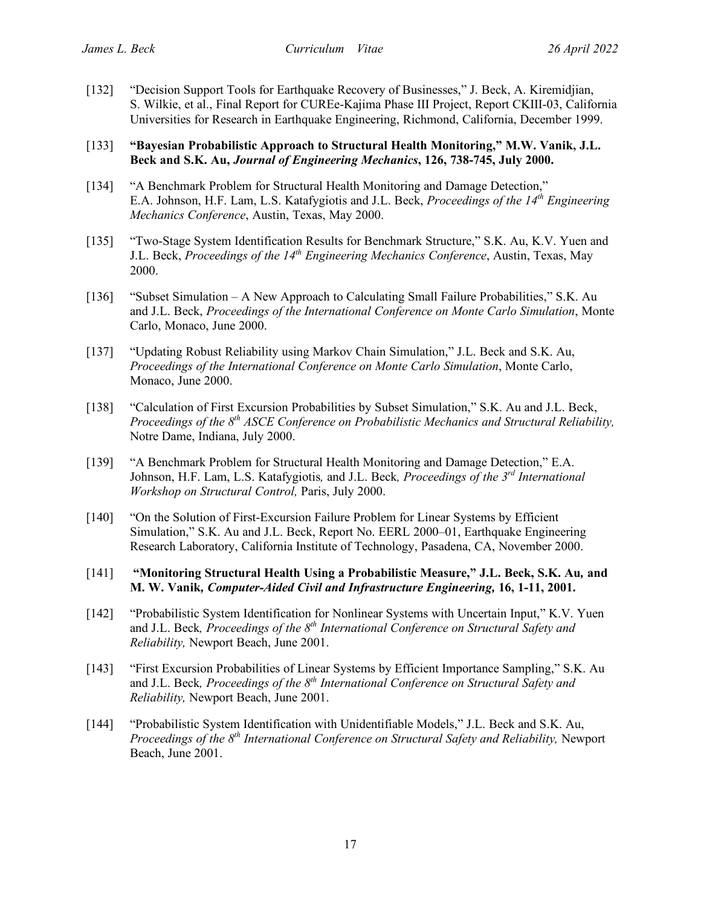[132] "Decision Support Tools for Earthquake Recovery of Businesses," J. Beck, A. Kiremidjian, S. Wilkie, et al., Final Report for CUREe-Kajima Phase III Project, Report CKIII-03, California Universities for Research in Earthquake Engineering, Richmond, California, December 1999.

[133] **"Bayesian Probabilistic Approach to Structural Health Monitoring," M.W. Vanik, J.L. Beck and S.K. Au, *Journal of Engineering Mechanics*, 126, 738-745, July 2000.**

[134] "A Benchmark Problem for Structural Health Monitoring and Damage Detection," E.A. Johnson, H.F. Lam, L.S. Katafygiotis and J.L. Beck, *Proceedings of the 14th Engineering Mechanics Conference*, Austin, Texas, May 2000.

[135] "Two-Stage System Identification Results for Benchmark Structure," S.K. Au, K.V. Yuen and J.L. Beck, *Proceedings of the 14th Engineering Mechanics Conference*, Austin, Texas, May 2000.

[136] "Subset Simulation – A New Approach to Calculating Small Failure Probabilities," S.K. Au and J.L. Beck, *Proceedings of the International Conference on Monte Carlo Simulation*, Monte Carlo, Monaco, June 2000.

[137] "Updating Robust Reliability using Markov Chain Simulation," J.L. Beck and S.K. Au, *Proceedings of the International Conference on Monte Carlo Simulation*, Monte Carlo, Monaco, June 2000.

[138] "Calculation of First Excursion Probabilities by Subset Simulation," S.K. Au and J.L. Beck, *Proceedings of the 8th ASCE Conference on Probabilistic Mechanics and Structural Reliability,* Notre Dame, Indiana, July 2000.

[139] "A Benchmark Problem for Structural Health Monitoring and Damage Detection," E.A. Johnson, H.F. Lam, L.S. Katafygiotis, and J.L. Beck, *Proceedings of the 3rd International Workshop on Structural Control,* Paris, July 2000.

[140] "On the Solution of First-Excursion Failure Problem for Linear Systems by Efficient Simulation," S.K. Au and J.L. Beck, Report No. EERL 2000–01, Earthquake Engineering Research Laboratory, California Institute of Technology, Pasadena, CA, November 2000.

[141] **"Monitoring Structural Health Using a Probabilistic Measure," J.L. Beck, S.K. Au, and M. W. Vanik, *Computer-Aided Civil and Infrastructure Engineering,* 16, 1-11, 2001.**

[142] "Probabilistic System Identification for Nonlinear Systems with Uncertain Input," K.V. Yuen and J.L. Beck, *Proceedings of the 8th International Conference on Structural Safety and Reliability,* Newport Beach, June 2001.

[143] "First Excursion Probabilities of Linear Systems by Efficient Importance Sampling," S.K. Au and J.L. Beck, *Proceedings of the 8th International Conference on Structural Safety and Reliability,* Newport Beach, June 2001.

[144] "Probabilistic System Identification with Unidentifiable Models," J.L. Beck and S.K. Au, *Proceedings of the 8th International Conference on Structural Safety and Reliability,* Newport Beach, June 2001.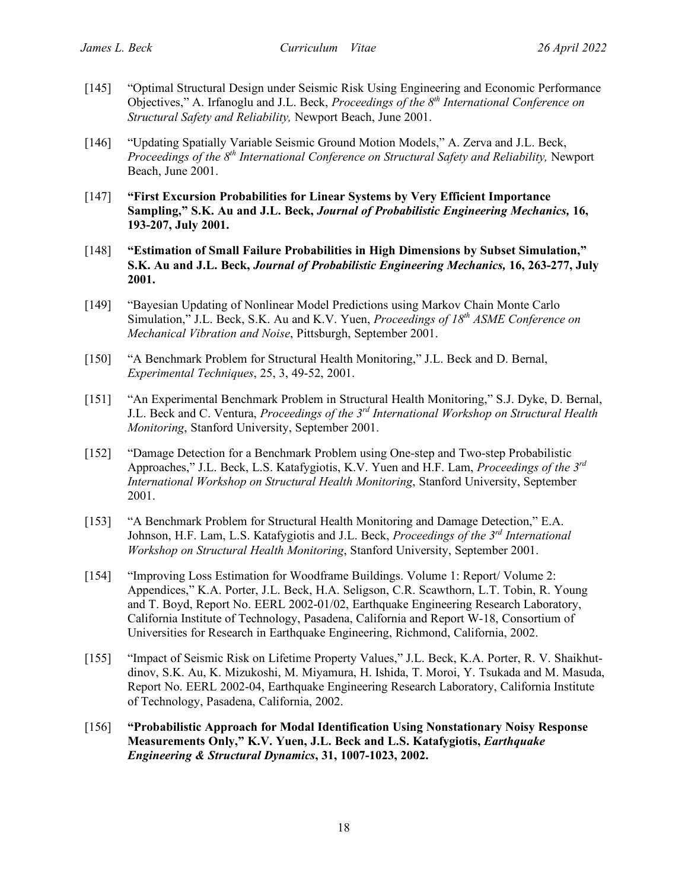[145] "Optimal Structural Design under Seismic Risk Using Engineering and Economic Performance Objectives," A. Irfanoglu and J.L. Beck, *Proceedings of the 8th International Conference on Structural Safety and Reliability,* Newport Beach, June 2001.

[146] "Updating Spatially Variable Seismic Ground Motion Models," A. Zerva and J.L. Beck, *Proceedings of the 8th International Conference on Structural Safety and Reliability,* Newport Beach, June 2001.

[147] **"First Excursion Probabilities for Linear Systems by Very Efficient Importance Sampling," S.K. Au and J.L. Beck, *Journal of Probabilistic Engineering Mechanics,* 16, 193-207, July 2001.**

[148] **"Estimation of Small Failure Probabilities in High Dimensions by Subset Simulation," S.K. Au and J.L. Beck, *Journal of Probabilistic Engineering Mechanics,* 16, 263-277, July 2001.**

[149] "Bayesian Updating of Nonlinear Model Predictions using Markov Chain Monte Carlo Simulation," J.L. Beck, S.K. Au and K.V. Yuen, *Proceedings of 18th ASME Conference on Mechanical Vibration and Noise*, Pittsburgh, September 2001.

[150] "A Benchmark Problem for Structural Health Monitoring," J.L. Beck and D. Bernal, *Experimental Techniques*, 25, 3, 49-52, 2001.

[151] "An Experimental Benchmark Problem in Structural Health Monitoring," S.J. Dyke, D. Bernal, J.L. Beck and C. Ventura, *Proceedings of the 3rd International Workshop on Structural Health Monitoring*, Stanford University, September 2001.

[152] "Damage Detection for a Benchmark Problem using One-step and Two-step Probabilistic Approaches," J.L. Beck, L.S. Katafygiotis, K.V. Yuen and H.F. Lam, *Proceedings of the 3rd International Workshop on Structural Health Monitoring*, Stanford University, September 2001.

[153] "A Benchmark Problem for Structural Health Monitoring and Damage Detection," E.A. Johnson, H.F. Lam, L.S. Katafygiotis and J.L. Beck, *Proceedings of the 3rd International Workshop on Structural Health Monitoring*, Stanford University, September 2001.

[154] "Improving Loss Estimation for Woodframe Buildings. Volume 1: Report/ Volume 2: Appendices," K.A. Porter, J.L. Beck, H.A. Seligson, C.R. Scawthorn, L.T. Tobin, R. Young and T. Boyd, Report No. EERL 2002-01/02, Earthquake Engineering Research Laboratory, California Institute of Technology, Pasadena, California and Report W-18, Consortium of Universities for Research in Earthquake Engineering, Richmond, California, 2002.

[155] "Impact of Seismic Risk on Lifetime Property Values," J.L. Beck, K.A. Porter, R. V. Shaikhutdinov, S.K. Au, K. Mizukoshi, M. Miyamura, H. Ishida, T. Moroi, Y. Tsukada and M. Masuda, Report No. EERL 2002-04, Earthquake Engineering Research Laboratory, California Institute of Technology, Pasadena, California, 2002.

[156] **"Probabilistic Approach for Modal Identification Using Nonstationary Noisy Response Measurements Only," K.V. Yuen, J.L. Beck and L.S. Katafygiotis, *Earthquake Engineering & Structural Dynamics*, 31, 1007-1023, 2002.**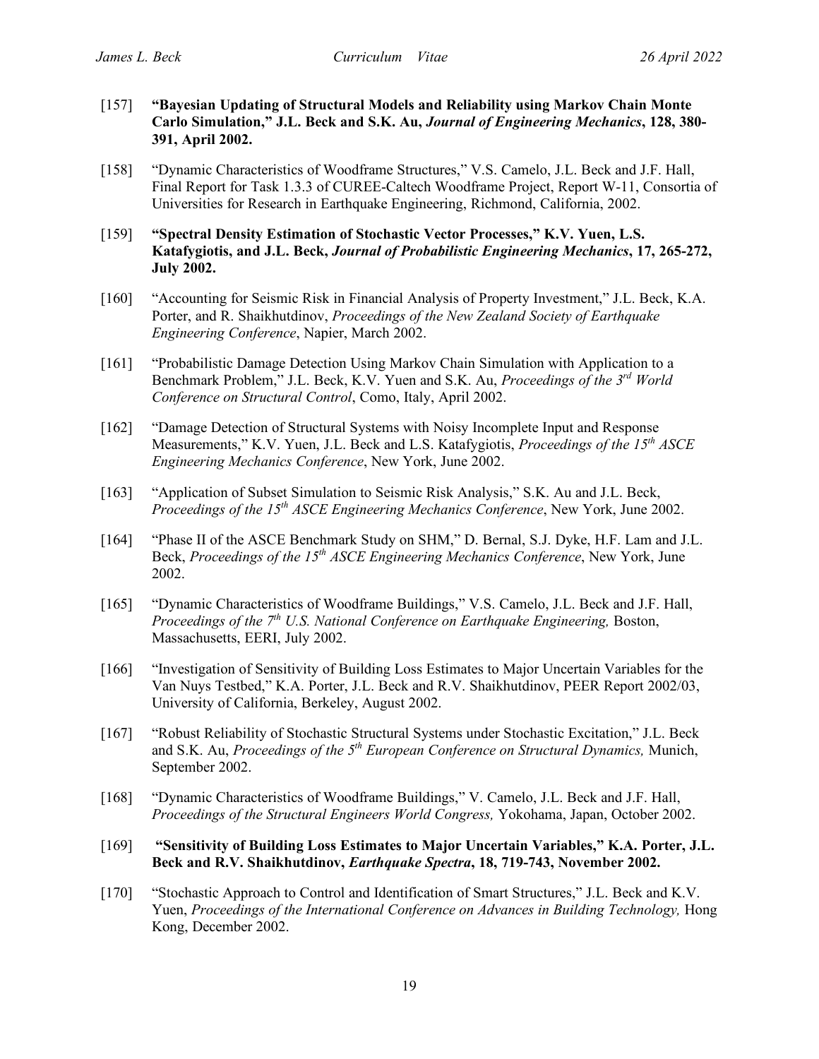[157] **"Bayesian Updating of Structural Models and Reliability using Markov Chain Monte Carlo Simulation," J.L. Beck and S.K. Au, *Journal of Engineering Mechanics*, 128, 380-391, April 2002.**

[158] "Dynamic Characteristics of Woodframe Structures," V.S. Camelo, J.L. Beck and J.F. Hall, Final Report for Task 1.3.3 of CUREE-Caltech Woodframe Project, Report W-11, Consortia of Universities for Research in Earthquake Engineering, Richmond, California, 2002.

[159] **"Spectral Density Estimation of Stochastic Vector Processes," K.V. Yuen, L.S. Katafygiotis, and J.L. Beck, *Journal of Probabilistic Engineering Mechanics*, 17, 265-272, July 2002.**

[160] "Accounting for Seismic Risk in Financial Analysis of Property Investment," J.L. Beck, K.A. Porter, and R. Shaikhutdinov, *Proceedings of the New Zealand Society of Earthquake Engineering Conference*, Napier, March 2002.

[161] "Probabilistic Damage Detection Using Markov Chain Simulation with Application to a Benchmark Problem," J.L. Beck, K.V. Yuen and S.K. Au, *Proceedings of the 3rd World Conference on Structural Control*, Como, Italy, April 2002.

[162] "Damage Detection of Structural Systems with Noisy Incomplete Input and Response Measurements," K.V. Yuen, J.L. Beck and L.S. Katafygiotis, *Proceedings of the 15th ASCE Engineering Mechanics Conference*, New York, June 2002.

[163] "Application of Subset Simulation to Seismic Risk Analysis," S.K. Au and J.L. Beck, *Proceedings of the 15th ASCE Engineering Mechanics Conference*, New York, June 2002.

[164] "Phase II of the ASCE Benchmark Study on SHM," D. Bernal, S.J. Dyke, H.F. Lam and J.L. Beck, *Proceedings of the 15th ASCE Engineering Mechanics Conference*, New York, June 2002.

[165] "Dynamic Characteristics of Woodframe Buildings," V.S. Camelo, J.L. Beck and J.F. Hall, *Proceedings of the 7th U.S. National Conference on Earthquake Engineering,* Boston, Massachusetts, EERI, July 2002.

[166] "Investigation of Sensitivity of Building Loss Estimates to Major Uncertain Variables for the Van Nuys Testbed," K.A. Porter, J.L. Beck and R.V. Shaikhutdinov, PEER Report 2002/03, University of California, Berkeley, August 2002.

[167] "Robust Reliability of Stochastic Structural Systems under Stochastic Excitation," J.L. Beck and S.K. Au, *Proceedings of the 5th European Conference on Structural Dynamics,* Munich, September 2002.

[168] "Dynamic Characteristics of Woodframe Buildings," V. Camelo, J.L. Beck and J.F. Hall, *Proceedings of the Structural Engineers World Congress,* Yokohama, Japan, October 2002.

[169] **"Sensitivity of Building Loss Estimates to Major Uncertain Variables," K.A. Porter, J.L. Beck and R.V. Shaikhutdinov, *Earthquake Spectra*, 18, 719-743, November 2002.**

[170] "Stochastic Approach to Control and Identification of Smart Structures," J.L. Beck and K.V. Yuen, *Proceedings of the International Conference on Advances in Building Technology,* Hong Kong, December 2002.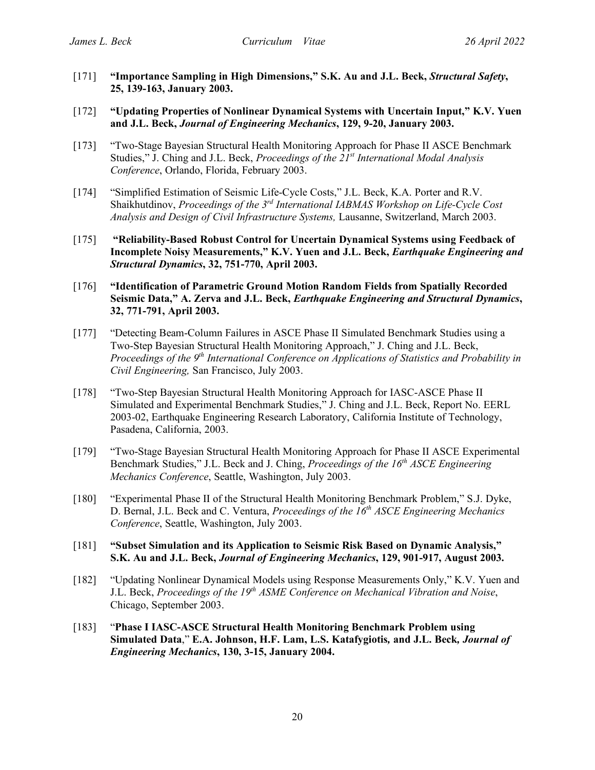[171] **"Importance Sampling in High Dimensions," S.K. Au and J.L. Beck, *Structural Safety*, 25, 139-163, January 2003.**

[172] **"Updating Properties of Nonlinear Dynamical Systems with Uncertain Input," K.V. Yuen and J.L. Beck, *Journal of Engineering Mechanics*, 129, 9-20, January 2003.**

[173] "Two-Stage Bayesian Structural Health Monitoring Approach for Phase II ASCE Benchmark Studies," J. Ching and J.L. Beck, *Proceedings of the 21st International Modal Analysis Conference*, Orlando, Florida, February 2003.

[174] "Simplified Estimation of Seismic Life-Cycle Costs," J.L. Beck, K.A. Porter and R.V. Shaikhutdinov, *Proceedings of the 3rd International IABMAS Workshop on Life-Cycle Cost Analysis and Design of Civil Infrastructure Systems,* Lausanne, Switzerland, March 2003.

[175] **"Reliability-Based Robust Control for Uncertain Dynamical Systems using Feedback of Incomplete Noisy Measurements," K.V. Yuen and J.L. Beck, *Earthquake Engineering and Structural Dynamics*, 32, 751-770, April 2003.**

[176] **"Identification of Parametric Ground Motion Random Fields from Spatially Recorded Seismic Data," A. Zerva and J.L. Beck, *Earthquake Engineering and Structural Dynamics*, 32, 771-791, April 2003.**

[177] "Detecting Beam-Column Failures in ASCE Phase II Simulated Benchmark Studies using a Two-Step Bayesian Structural Health Monitoring Approach," J. Ching and J.L. Beck, *Proceedings of the 9th International Conference on Applications of Statistics and Probability in Civil Engineering,* San Francisco, July 2003.

[178] "Two-Step Bayesian Structural Health Monitoring Approach for IASC-ASCE Phase II Simulated and Experimental Benchmark Studies," J. Ching and J.L. Beck, Report No. EERL 2003-02, Earthquake Engineering Research Laboratory, California Institute of Technology, Pasadena, California, 2003.

[179] "Two-Stage Bayesian Structural Health Monitoring Approach for Phase II ASCE Experimental Benchmark Studies," J.L. Beck and J. Ching, *Proceedings of the 16th ASCE Engineering Mechanics Conference*, Seattle, Washington, July 2003.

[180] "Experimental Phase II of the Structural Health Monitoring Benchmark Problem," S.J. Dyke, D. Bernal, J.L. Beck and C. Ventura, *Proceedings of the 16th ASCE Engineering Mechanics Conference*, Seattle, Washington, July 2003.

[181] **"Subset Simulation and its Application to Seismic Risk Based on Dynamic Analysis," S.K. Au and J.L. Beck, *Journal of Engineering Mechanics*, 129, 901-917, August 2003.**

[182] "Updating Nonlinear Dynamical Models using Response Measurements Only," K.V. Yuen and J.L. Beck, *Proceedings of the 19th ASME Conference on Mechanical Vibration and Noise*, Chicago, September 2003.

[183] "**Phase I IASC-ASCE Structural Health Monitoring Benchmark Problem using Simulated Data**," **E.A. Johnson, H.F. Lam, L.S. Katafygiotis, and J.L. Beck, *Journal of Engineering Mechanics*, 130, 3-15, January 2004.**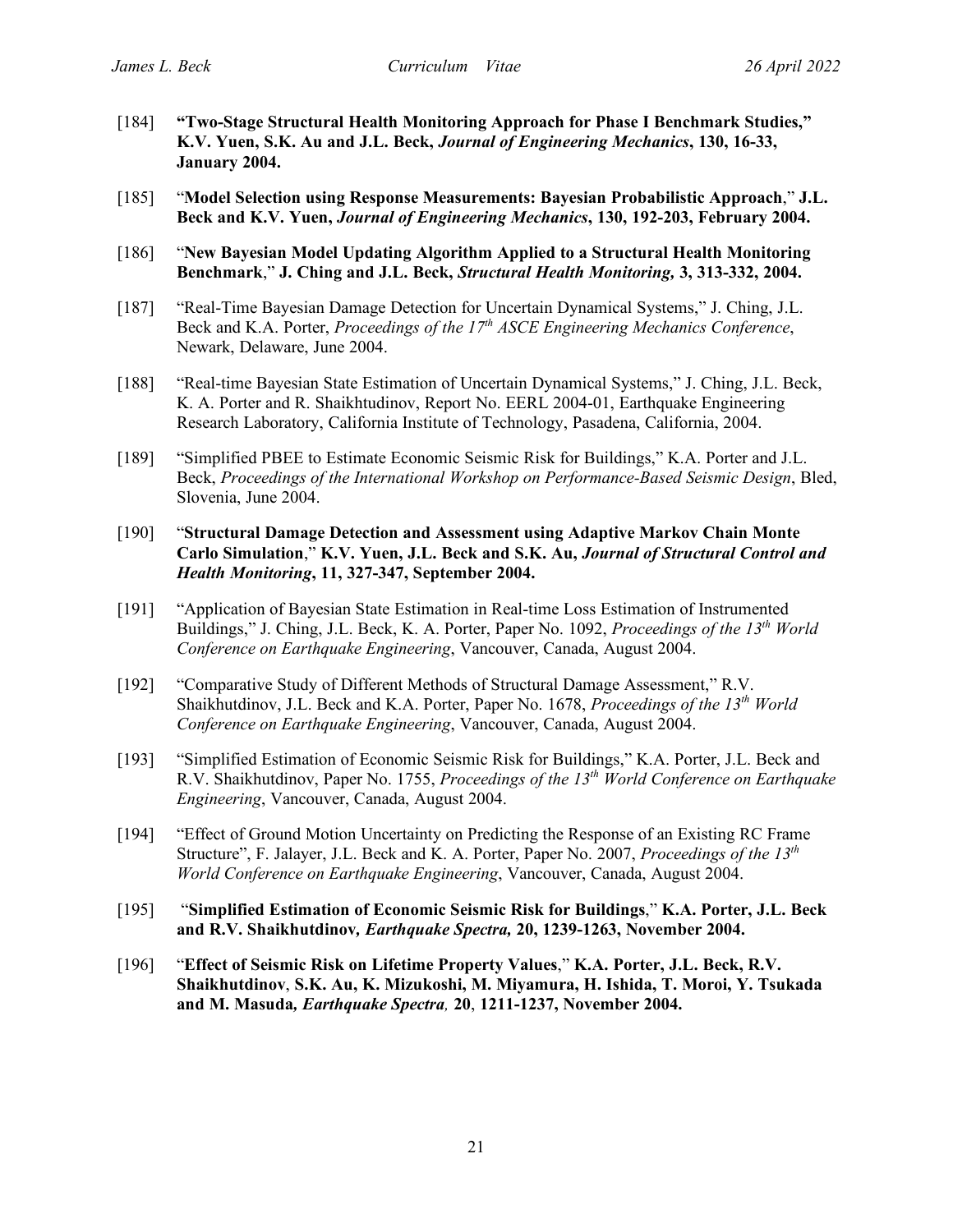[184] **"Two-Stage Structural Health Monitoring Approach for Phase I Benchmark Studies," K.V. Yuen, S.K. Au and J.L. Beck, *Journal of Engineering Mechanics*, 130, 16-33, January 2004.**

[185] "**Model Selection using Response Measurements: Bayesian Probabilistic Approach**," **J.L. Beck and K.V. Yuen, *Journal of Engineering Mechanics*, 130, 192-203, February 2004.**

[186] "**New Bayesian Model Updating Algorithm Applied to a Structural Health Monitoring Benchmark**," **J. Ching and J.L. Beck, *Structural Health Monitoring,* 3, 313-332, 2004.**

[187] "Real-Time Bayesian Damage Detection for Uncertain Dynamical Systems," J. Ching, J.L. Beck and K.A. Porter, *Proceedings of the 17th ASCE Engineering Mechanics Conference*, Newark, Delaware, June 2004.

[188] "Real-time Bayesian State Estimation of Uncertain Dynamical Systems," J. Ching, J.L. Beck, K. A. Porter and R. Shaikhtudinov, Report No. EERL 2004-01, Earthquake Engineering Research Laboratory, California Institute of Technology, Pasadena, California, 2004.

[189] "Simplified PBEE to Estimate Economic Seismic Risk for Buildings," K.A. Porter and J.L. Beck, *Proceedings of the International Workshop on Performance-Based Seismic Design*, Bled, Slovenia, June 2004.

[190] "**Structural Damage Detection and Assessment using Adaptive Markov Chain Monte Carlo Simulation**," **K.V. Yuen, J.L. Beck and S.K. Au, *Journal of Structural Control and Health Monitoring*, 11, 327-347, September 2004.**

[191] "Application of Bayesian State Estimation in Real-time Loss Estimation of Instrumented Buildings," J. Ching, J.L. Beck, K. A. Porter, Paper No. 1092, *Proceedings of the 13th World Conference on Earthquake Engineering*, Vancouver, Canada, August 2004.

[192] "Comparative Study of Different Methods of Structural Damage Assessment," R.V. Shaikhutdinov, J.L. Beck and K.A. Porter, Paper No. 1678, *Proceedings of the 13th World Conference on Earthquake Engineering*, Vancouver, Canada, August 2004.

[193] "Simplified Estimation of Economic Seismic Risk for Buildings," K.A. Porter, J.L. Beck and R.V. Shaikhutdinov, Paper No. 1755, *Proceedings of the 13th World Conference on Earthquake Engineering*, Vancouver, Canada, August 2004.

[194] "Effect of Ground Motion Uncertainty on Predicting the Response of an Existing RC Frame Structure", F. Jalayer, J.L. Beck and K. A. Porter, Paper No. 2007, *Proceedings of the 13th World Conference on Earthquake Engineering*, Vancouver, Canada, August 2004.

[195] "**Simplified Estimation of Economic Seismic Risk for Buildings**," **K.A. Porter, J.L. Beck and R.V. Shaikhutdinov, *Earthquake Spectra,* 20, 1239-1263, November 2004.**

[196] "**Effect of Seismic Risk on Lifetime Property Values**," **K.A. Porter, J.L. Beck, R.V. Shaikhutdinov, S.K. Au, K. Mizukoshi, M. Miyamura, H. Ishida, T. Moroi, Y. Tsukada and M. Masuda, *Earthquake Spectra,* 20, 1211-1237, November 2004.**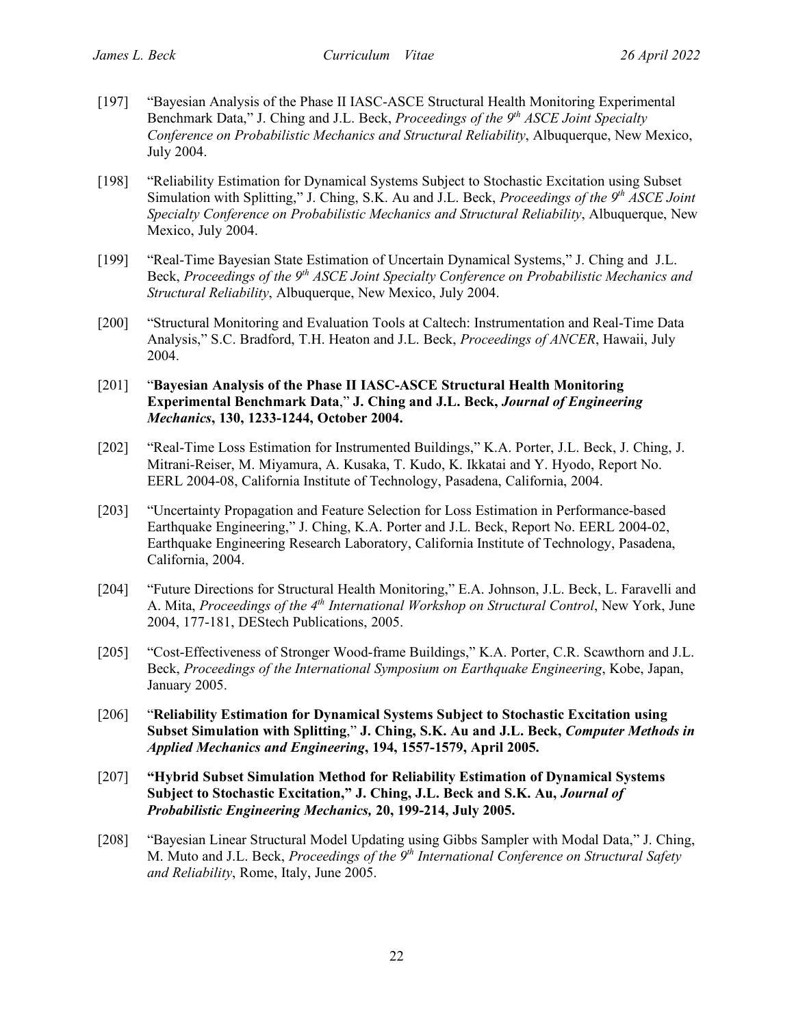[197] "Bayesian Analysis of the Phase II IASC-ASCE Structural Health Monitoring Experimental Benchmark Data," J. Ching and J.L. Beck, *Proceedings of the 9th ASCE Joint Specialty Conference on Probabilistic Mechanics and Structural Reliability*, Albuquerque, New Mexico, July 2004.

[198] "Reliability Estimation for Dynamical Systems Subject to Stochastic Excitation using Subset Simulation with Splitting," J. Ching, S.K. Au and J.L. Beck, *Proceedings of the 9th ASCE Joint Specialty Conference on Probabilistic Mechanics and Structural Reliability*, Albuquerque, New Mexico, July 2004.

[199] "Real-Time Bayesian State Estimation of Uncertain Dynamical Systems," J. Ching and J.L. Beck, *Proceedings of the 9th ASCE Joint Specialty Conference on Probabilistic Mechanics and Structural Reliability*, Albuquerque, New Mexico, July 2004.

[200] "Structural Monitoring and Evaluation Tools at Caltech: Instrumentation and Real-Time Data Analysis," S.C. Bradford, T.H. Heaton and J.L. Beck, *Proceedings of ANCER*, Hawaii, July 2004.

[201] "**Bayesian Analysis of the Phase II IASC-ASCE Structural Health Monitoring Experimental Benchmark Data**," **J. Ching and J.L. Beck, *Journal of Engineering Mechanics*, 130, 1233-1244, October 2004.**

[202] "Real-Time Loss Estimation for Instrumented Buildings," K.A. Porter, J.L. Beck, J. Ching, J. Mitrani-Reiser, M. Miyamura, A. Kusaka, T. Kudo, K. Ikkatai and Y. Hyodo, Report No. EERL 2004-08, California Institute of Technology, Pasadena, California, 2004.

[203] "Uncertainty Propagation and Feature Selection for Loss Estimation in Performance-based Earthquake Engineering," J. Ching, K.A. Porter and J.L. Beck, Report No. EERL 2004-02, Earthquake Engineering Research Laboratory, California Institute of Technology, Pasadena, California, 2004.

[204] "Future Directions for Structural Health Monitoring," E.A. Johnson, J.L. Beck, L. Faravelli and A. Mita, *Proceedings of the 4th International Workshop on Structural Control*, New York, June 2004, 177-181, DEStech Publications, 2005.

[205] "Cost-Effectiveness of Stronger Wood-frame Buildings," K.A. Porter, C.R. Scawthorn and J.L. Beck, *Proceedings of the International Symposium on Earthquake Engineering*, Kobe, Japan, January 2005.

[206] "**Reliability Estimation for Dynamical Systems Subject to Stochastic Excitation using Subset Simulation with Splitting**," **J. Ching, S.K. Au and J.L. Beck, *Computer Methods in Applied Mechanics and Engineering*, 194, 1557-1579, April 2005.**

[207] **"Hybrid Subset Simulation Method for Reliability Estimation of Dynamical Systems Subject to Stochastic Excitation," J. Ching, J.L. Beck and S.K. Au, *Journal of Probabilistic Engineering Mechanics,* 20, 199-214, July 2005.**

[208] "Bayesian Linear Structural Model Updating using Gibbs Sampler with Modal Data," J. Ching, M. Muto and J.L. Beck, *Proceedings of the 9th International Conference on Structural Safety and Reliability*, Rome, Italy, June 2005.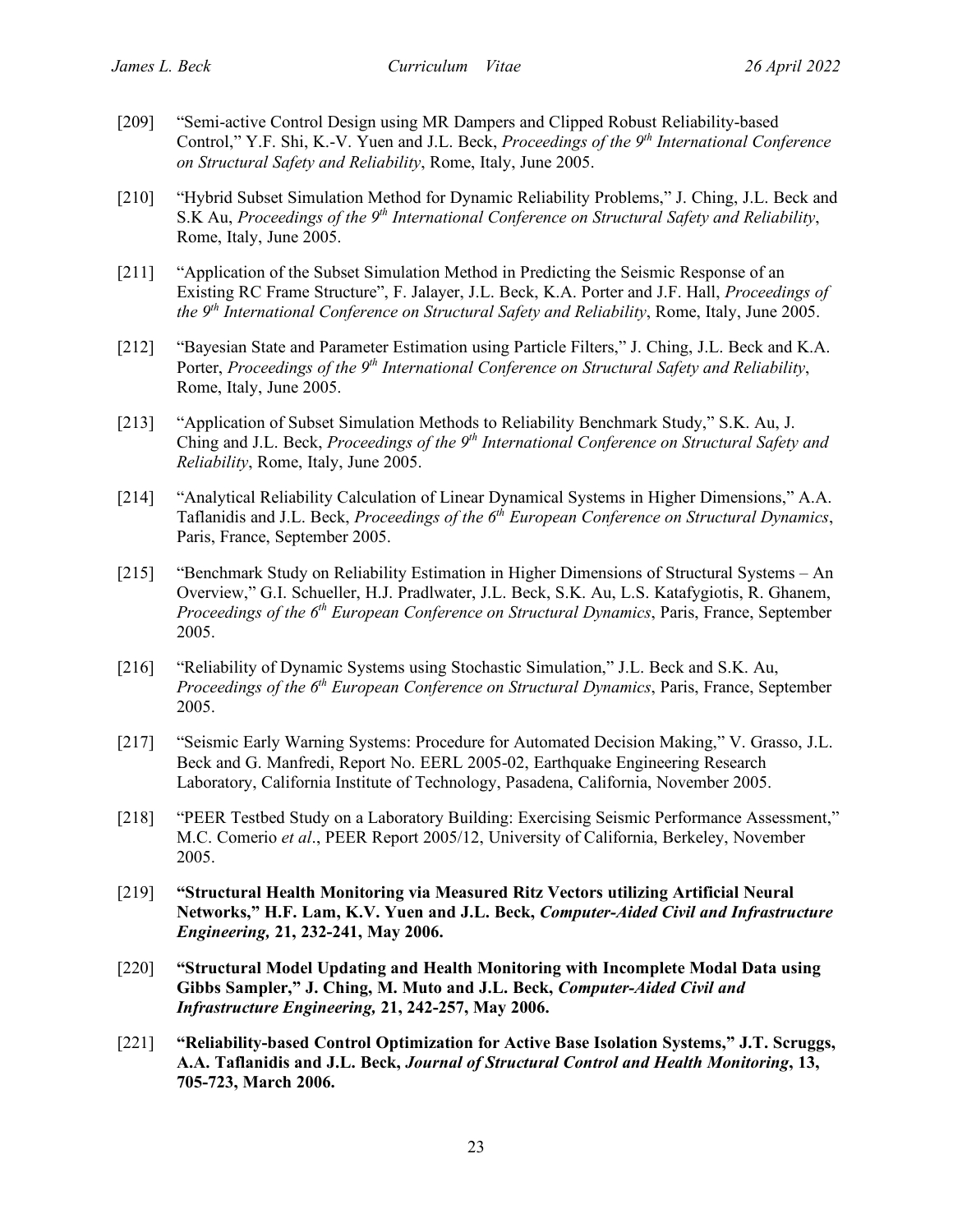[209] "Semi-active Control Design using MR Dampers and Clipped Robust Reliability-based Control," Y.F. Shi, K.-V. Yuen and J.L. Beck, *Proceedings of the 9th International Conference on Structural Safety and Reliability*, Rome, Italy, June 2005.

[210] "Hybrid Subset Simulation Method for Dynamic Reliability Problems," J. Ching, J.L. Beck and S.K Au, *Proceedings of the 9th International Conference on Structural Safety and Reliability*, Rome, Italy, June 2005.

[211] "Application of the Subset Simulation Method in Predicting the Seismic Response of an Existing RC Frame Structure", F. Jalayer, J.L. Beck, K.A. Porter and J.F. Hall, *Proceedings of the 9th International Conference on Structural Safety and Reliability*, Rome, Italy, June 2005.

[212] "Bayesian State and Parameter Estimation using Particle Filters," J. Ching, J.L. Beck and K.A. Porter, *Proceedings of the 9th International Conference on Structural Safety and Reliability*, Rome, Italy, June 2005.

[213] "Application of Subset Simulation Methods to Reliability Benchmark Study," S.K. Au, J. Ching and J.L. Beck, *Proceedings of the 9th International Conference on Structural Safety and Reliability*, Rome, Italy, June 2005.

[214] "Analytical Reliability Calculation of Linear Dynamical Systems in Higher Dimensions," A.A. Taflanidis and J.L. Beck, *Proceedings of the 6th European Conference on Structural Dynamics*, Paris, France, September 2005.

[215] "Benchmark Study on Reliability Estimation in Higher Dimensions of Structural Systems – An Overview," G.I. Schueller, H.J. Pradlwater, J.L. Beck, S.K. Au, L.S. Katafygiotis, R. Ghanem, *Proceedings of the 6th European Conference on Structural Dynamics*, Paris, France, September 2005.

[216] "Reliability of Dynamic Systems using Stochastic Simulation," J.L. Beck and S.K. Au, *Proceedings of the 6th European Conference on Structural Dynamics*, Paris, France, September 2005.

[217] "Seismic Early Warning Systems: Procedure for Automated Decision Making," V. Grasso, J.L. Beck and G. Manfredi, Report No. EERL 2005-02, Earthquake Engineering Research Laboratory, California Institute of Technology, Pasadena, California, November 2005.

[218] "PEER Testbed Study on a Laboratory Building: Exercising Seismic Performance Assessment," M.C. Comerio *et al*., PEER Report 2005/12, University of California, Berkeley, November 2005.

[219] **"Structural Health Monitoring via Measured Ritz Vectors utilizing Artificial Neural Networks," H.F. Lam, K.V. Yuen and J.L. Beck, *Computer-Aided Civil and Infrastructure Engineering,* 21, 232-241, May 2006.**

[220] **"Structural Model Updating and Health Monitoring with Incomplete Modal Data using Gibbs Sampler," J. Ching, M. Muto and J.L. Beck, *Computer-Aided Civil and Infrastructure Engineering,* 21, 242-257, May 2006.**

[221] **"Reliability-based Control Optimization for Active Base Isolation Systems," J.T. Scruggs, A.A. Taflanidis and J.L. Beck, *Journal of Structural Control and Health Monitoring*, 13, 705-723, March 2006.**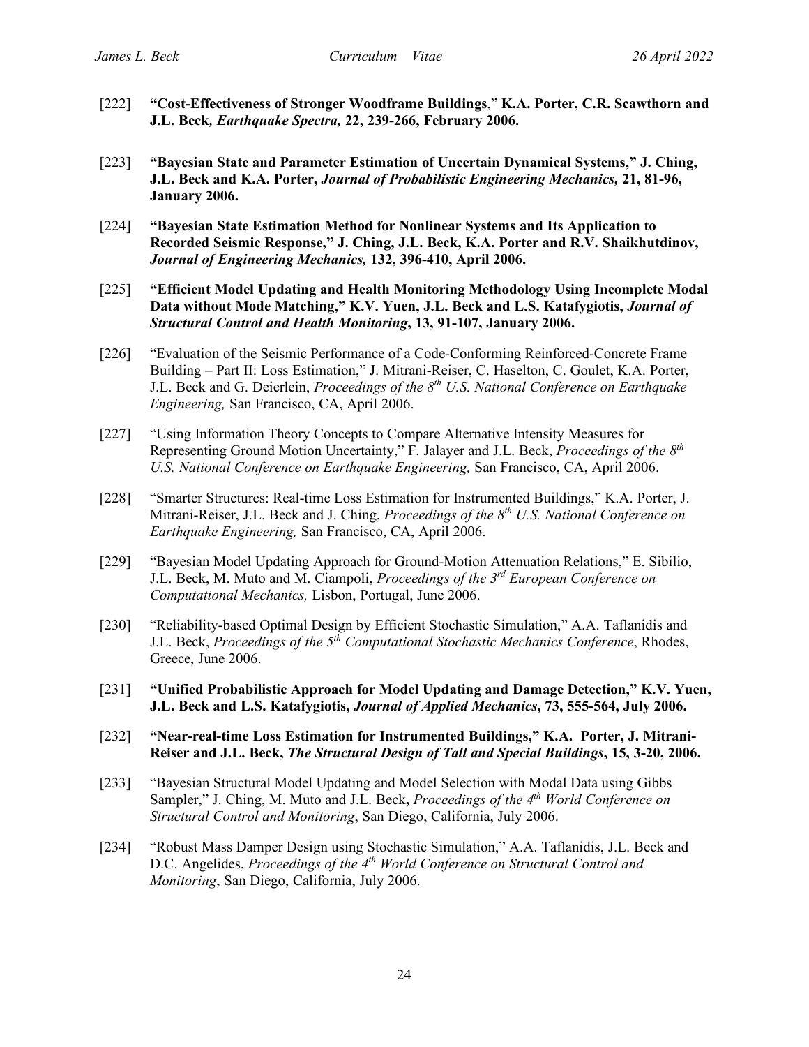[222] **"Cost-Effectiveness of Stronger Woodframe Buildings," K.A. Porter, C.R. Scawthorn and J.L. Beck, *Earthquake Spectra,* 22, 239-266, February 2006.**

[223] **"Bayesian State and Parameter Estimation of Uncertain Dynamical Systems," J. Ching, J.L. Beck and K.A. Porter, *Journal of Probabilistic Engineering Mechanics,* 21, 81-96, January 2006.**

[224] **"Bayesian State Estimation Method for Nonlinear Systems and Its Application to Recorded Seismic Response," J. Ching, J.L. Beck, K.A. Porter and R.V. Shaikhutdinov, *Journal of Engineering Mechanics,* 132, 396-410, April 2006.**

[225] **"Efficient Model Updating and Health Monitoring Methodology Using Incomplete Modal Data without Mode Matching," K.V. Yuen, J.L. Beck and L.S. Katafygiotis, *Journal of Structural Control and Health Monitoring*, 13, 91-107, January 2006.**

[226] "Evaluation of the Seismic Performance of a Code-Conforming Reinforced-Concrete Frame Building – Part II: Loss Estimation," J. Mitrani-Reiser, C. Haselton, C. Goulet, K.A. Porter, J.L. Beck and G. Deierlein, *Proceedings of the 8th U.S. National Conference on Earthquake Engineering,* San Francisco, CA, April 2006.

[227] "Using Information Theory Concepts to Compare Alternative Intensity Measures for Representing Ground Motion Uncertainty," F. Jalayer and J.L. Beck, *Proceedings of the 8th U.S. National Conference on Earthquake Engineering,* San Francisco, CA, April 2006.

[228] "Smarter Structures: Real-time Loss Estimation for Instrumented Buildings," K.A. Porter, J. Mitrani-Reiser, J.L. Beck and J. Ching, *Proceedings of the 8th U.S. National Conference on Earthquake Engineering,* San Francisco, CA, April 2006.

[229] "Bayesian Model Updating Approach for Ground-Motion Attenuation Relations," E. Sibilio, J.L. Beck, M. Muto and M. Ciampoli, *Proceedings of the 3rd European Conference on Computational Mechanics,* Lisbon, Portugal, June 2006.

[230] "Reliability-based Optimal Design by Efficient Stochastic Simulation," A.A. Taflanidis and J.L. Beck, *Proceedings of the 5th Computational Stochastic Mechanics Conference*, Rhodes, Greece, June 2006.

[231] **"Unified Probabilistic Approach for Model Updating and Damage Detection," K.V. Yuen, J.L. Beck and L.S. Katafygiotis, *Journal of Applied Mechanics*, 73, 555-564, July 2006.**

[232] **"Near-real-time Loss Estimation for Instrumented Buildings," K.A. Porter, J. Mitrani-Reiser and J.L. Beck, *The Structural Design of Tall and Special Buildings*, 15, 3-20, 2006.**

[233] "Bayesian Structural Model Updating and Model Selection with Modal Data using Gibbs Sampler," J. Ching, M. Muto and J.L. Beck, *Proceedings of the 4th World Conference on Structural Control and Monitoring*, San Diego, California, July 2006.

[234] "Robust Mass Damper Design using Stochastic Simulation," A.A. Taflanidis, J.L. Beck and D.C. Angelides, *Proceedings of the 4th World Conference on Structural Control and Monitoring*, San Diego, California, July 2006.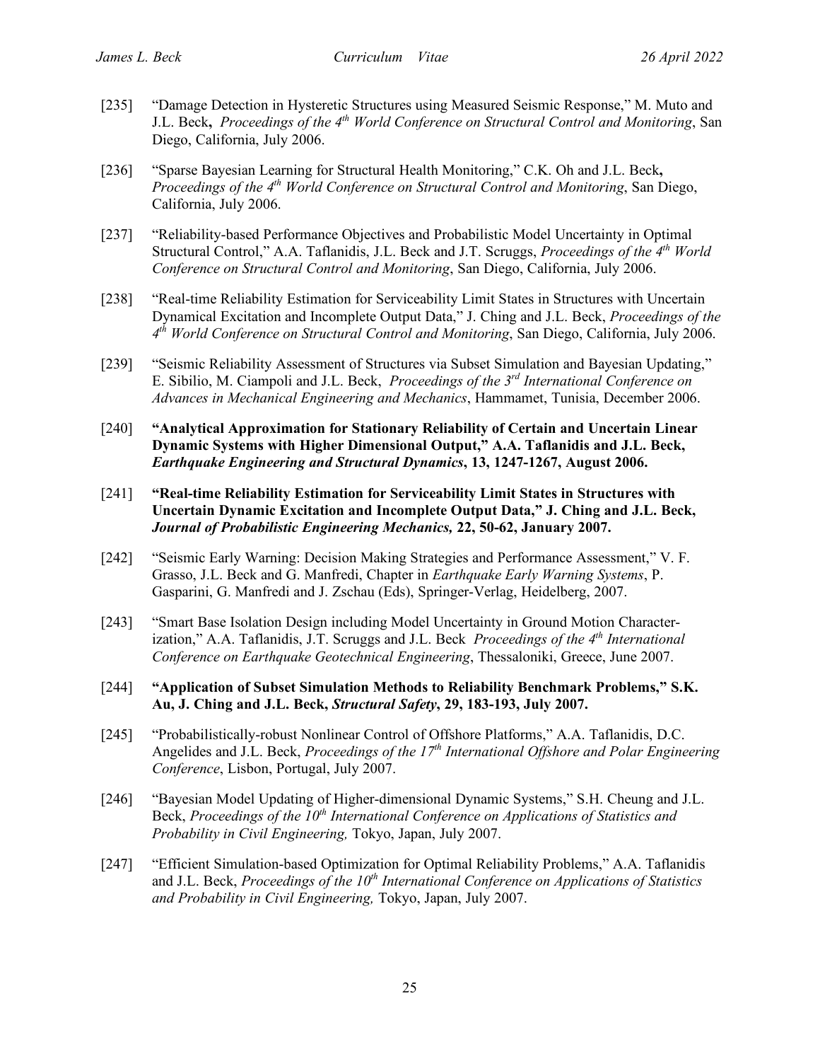[235] "Damage Detection in Hysteretic Structures using Measured Seismic Response," M. Muto and J.L. Beck**,** *Proceedings of the 4th World Conference on Structural Control and Monitoring*, San Diego, California, July 2006.

[236] "Sparse Bayesian Learning for Structural Health Monitoring," C.K. Oh and J.L. Beck**,** *Proceedings of the 4th World Conference on Structural Control and Monitoring*, San Diego, California, July 2006.

[237] "Reliability-based Performance Objectives and Probabilistic Model Uncertainty in Optimal Structural Control," A.A. Taflanidis, J.L. Beck and J.T. Scruggs, *Proceedings of the 4th World Conference on Structural Control and Monitoring*, San Diego, California, July 2006.

[238] "Real-time Reliability Estimation for Serviceability Limit States in Structures with Uncertain Dynamical Excitation and Incomplete Output Data," J. Ching and J.L. Beck, *Proceedings of the 4th World Conference on Structural Control and Monitoring*, San Diego, California, July 2006.

[239] "Seismic Reliability Assessment of Structures via Subset Simulation and Bayesian Updating," E. Sibilio, M. Ciampoli and J.L. Beck, *Proceedings of the 3rd International Conference on Advances in Mechanical Engineering and Mechanics*, Hammamet, Tunisia, December 2006.

[240] **"Analytical Approximation for Stationary Reliability of Certain and Uncertain Linear Dynamic Systems with Higher Dimensional Output," A.A. Taflanidis and J.L. Beck, *Earthquake Engineering and Structural Dynamics*, 13, 1247-1267, August 2006.**

[241] **"Real-time Reliability Estimation for Serviceability Limit States in Structures with Uncertain Dynamic Excitation and Incomplete Output Data," J. Ching and J.L. Beck, *Journal of Probabilistic Engineering Mechanics,* 22, 50-62, January 2007.**

[242] "Seismic Early Warning: Decision Making Strategies and Performance Assessment," V. F. Grasso, J.L. Beck and G. Manfredi, Chapter in *Earthquake Early Warning Systems*, P. Gasparini, G. Manfredi and J. Zschau (Eds), Springer-Verlag, Heidelberg, 2007.

[243] "Smart Base Isolation Design including Model Uncertainty in Ground Motion Characterization," A.A. Taflanidis, J.T. Scruggs and J.L. Beck *Proceedings of the 4th International Conference on Earthquake Geotechnical Engineering*, Thessaloniki, Greece, June 2007.

[244] **"Application of Subset Simulation Methods to Reliability Benchmark Problems," S.K. Au, J. Ching and J.L. Beck, *Structural Safety*, 29, 183-193, July 2007.**

[245] "Probabilistically-robust Nonlinear Control of Offshore Platforms," A.A. Taflanidis, D.C. Angelides and J.L. Beck, *Proceedings of the 17th International Offshore and Polar Engineering Conference*, Lisbon, Portugal, July 2007.

[246] "Bayesian Model Updating of Higher-dimensional Dynamic Systems," S.H. Cheung and J.L. Beck, *Proceedings of the 10th International Conference on Applications of Statistics and Probability in Civil Engineering,* Tokyo, Japan, July 2007.

[247] "Efficient Simulation-based Optimization for Optimal Reliability Problems," A.A. Taflanidis and J.L. Beck, *Proceedings of the 10th International Conference on Applications of Statistics and Probability in Civil Engineering,* Tokyo, Japan, July 2007.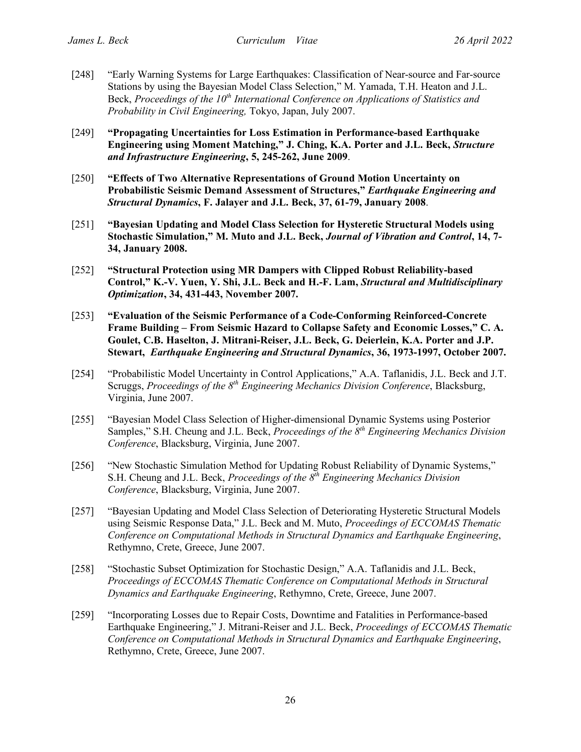[248] "Early Warning Systems for Large Earthquakes: Classification of Near-source and Far-source Stations by using the Bayesian Model Class Selection," M. Yamada, T.H. Heaton and J.L. Beck, *Proceedings of the 10th International Conference on Applications of Statistics and Probability in Civil Engineering,* Tokyo, Japan, July 2007.

[249] **"Propagating Uncertainties for Loss Estimation in Performance-based Earthquake Engineering using Moment Matching," J. Ching, K.A. Porter and J.L. Beck, *Structure and Infrastructure Engineering*, 5, 245-262, June 2009**.

[250] **"Effects of Two Alternative Representations of Ground Motion Uncertainty on Probabilistic Seismic Demand Assessment of Structures," *Earthquake Engineering and Structural Dynamics*, F. Jalayer and J.L. Beck, 37, 61-79, January 2008**.

[251] **"Bayesian Updating and Model Class Selection for Hysteretic Structural Models using Stochastic Simulation," M. Muto and J.L. Beck, *Journal of Vibration and Control*, 14, 7-34, January 2008.**

[252] **"Structural Protection using MR Dampers with Clipped Robust Reliability-based Control," K.-V. Yuen, Y. Shi, J.L. Beck and H.-F. Lam, *Structural and Multidisciplinary Optimization*, 34, 431-443, November 2007.**

[253] **"Evaluation of the Seismic Performance of a Code-Conforming Reinforced-Concrete Frame Building – From Seismic Hazard to Collapse Safety and Economic Losses," C. A. Goulet, C.B. Haselton, J. Mitrani-Reiser, J.L. Beck, G. Deierlein, K.A. Porter and J.P. Stewart, *Earthquake Engineering and Structural Dynamics*, 36, 1973-1997, October 2007.**

[254] "Probabilistic Model Uncertainty in Control Applications," A.A. Taflanidis, J.L. Beck and J.T. Scruggs, *Proceedings of the 8th Engineering Mechanics Division Conference*, Blacksburg, Virginia, June 2007.

[255] "Bayesian Model Class Selection of Higher-dimensional Dynamic Systems using Posterior Samples," S.H. Cheung and J.L. Beck, *Proceedings of the 8th Engineering Mechanics Division Conference*, Blacksburg, Virginia, June 2007.

[256] "New Stochastic Simulation Method for Updating Robust Reliability of Dynamic Systems," S.H. Cheung and J.L. Beck, *Proceedings of the 8th Engineering Mechanics Division Conference*, Blacksburg, Virginia, June 2007.

[257] "Bayesian Updating and Model Class Selection of Deteriorating Hysteretic Structural Models using Seismic Response Data," J.L. Beck and M. Muto, *Proceedings of ECCOMAS Thematic Conference on Computational Methods in Structural Dynamics and Earthquake Engineering*, Rethymno, Crete, Greece, June 2007.

[258] "Stochastic Subset Optimization for Stochastic Design," A.A. Taflanidis and J.L. Beck, *Proceedings of ECCOMAS Thematic Conference on Computational Methods in Structural Dynamics and Earthquake Engineering*, Rethymno, Crete, Greece, June 2007.

[259] "Incorporating Losses due to Repair Costs, Downtime and Fatalities in Performance-based Earthquake Engineering," J. Mitrani-Reiser and J.L. Beck, *Proceedings of ECCOMAS Thematic Conference on Computational Methods in Structural Dynamics and Earthquake Engineering*, Rethymno, Crete, Greece, June 2007.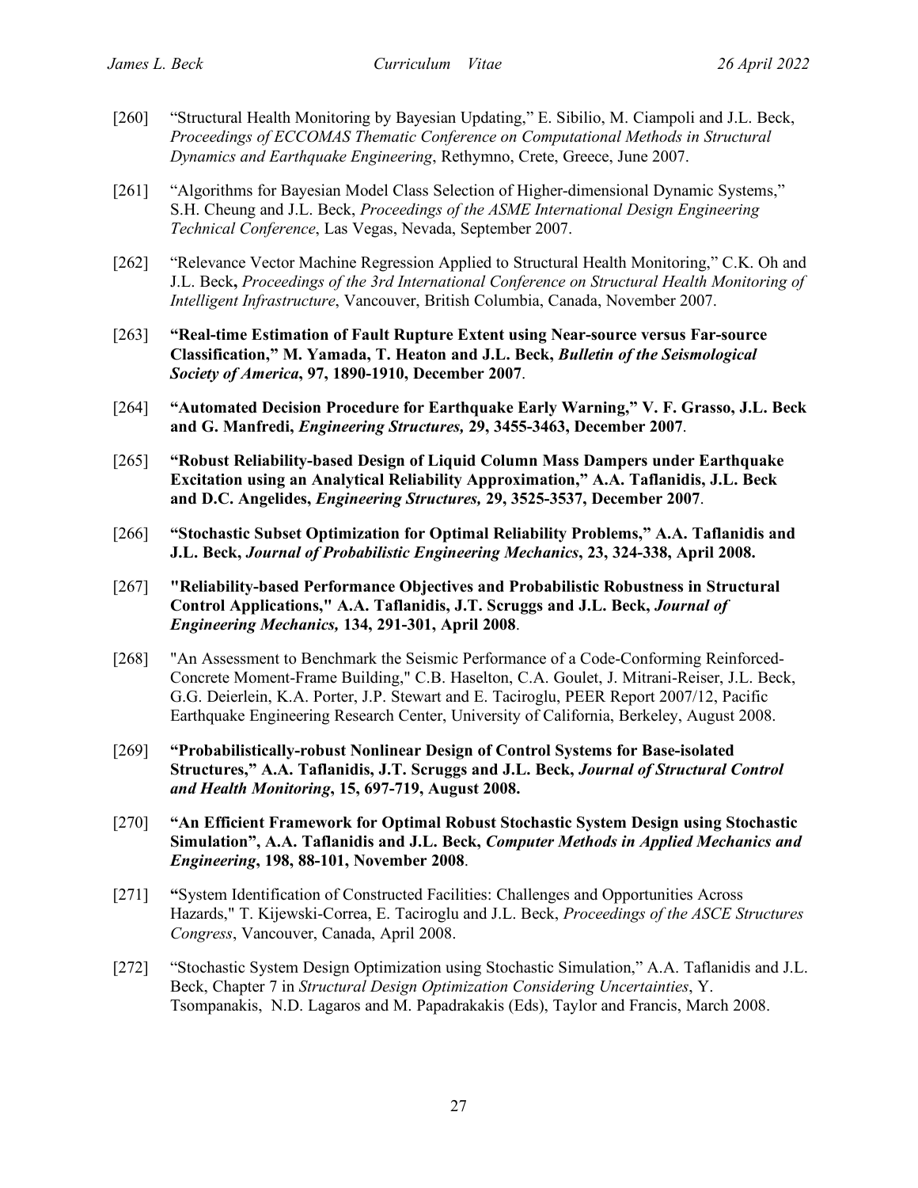[260] "Structural Health Monitoring by Bayesian Updating," E. Sibilio, M. Ciampoli and J.L. Beck, *Proceedings of ECCOMAS Thematic Conference on Computational Methods in Structural Dynamics and Earthquake Engineering*, Rethymno, Crete, Greece, June 2007.

[261] "Algorithms for Bayesian Model Class Selection of Higher-dimensional Dynamic Systems," S.H. Cheung and J.L. Beck, *Proceedings of the ASME International Design Engineering Technical Conference*, Las Vegas, Nevada, September 2007.

[262] "Relevance Vector Machine Regression Applied to Structural Health Monitoring," C.K. Oh and J.L. Beck, *Proceedings of the 3rd International Conference on Structural Health Monitoring of Intelligent Infrastructure*, Vancouver, British Columbia, Canada, November 2007.

[263] **"Real-time Estimation of Fault Rupture Extent using Near-source versus Far-source Classification," M. Yamada, T. Heaton and J.L. Beck, *Bulletin of the Seismological Society of America*, 97, 1890-1910, December 2007**.

[264] **"Automated Decision Procedure for Earthquake Early Warning," V. F. Grasso, J.L. Beck and G. Manfredi, *Engineering Structures,* 29, 3455-3463, December 2007**.

[265] **"Robust Reliability-based Design of Liquid Column Mass Dampers under Earthquake Excitation using an Analytical Reliability Approximation," A.A. Taflanidis, J.L. Beck and D.C. Angelides, *Engineering Structures,* 29, 3525-3537, December 2007**.

[266] **"Stochastic Subset Optimization for Optimal Reliability Problems," A.A. Taflanidis and J.L. Beck, *Journal of Probabilistic Engineering Mechanics*, 23, 324-338, April 2008.**

[267] **"Reliability-based Performance Objectives and Probabilistic Robustness in Structural Control Applications," A.A. Taflanidis, J.T. Scruggs and J.L. Beck, *Journal of Engineering Mechanics,* 134, 291-301, April 2008**.

[268] "An Assessment to Benchmark the Seismic Performance of a Code-Conforming Reinforced-Concrete Moment-Frame Building," C.B. Haselton, C.A. Goulet, J. Mitrani-Reiser, J.L. Beck, G.G. Deierlein, K.A. Porter, J.P. Stewart and E. Taciroglu, PEER Report 2007/12, Pacific Earthquake Engineering Research Center, University of California, Berkeley, August 2008.

[269] **"Probabilistically-robust Nonlinear Design of Control Systems for Base-isolated Structures," A.A. Taflanidis, J.T. Scruggs and J.L. Beck, *Journal of Structural Control and Health Monitoring*, 15, 697-719, August 2008.**

[270] **"An Efficient Framework for Optimal Robust Stochastic System Design using Stochastic Simulation", A.A. Taflanidis and J.L. Beck, *Computer Methods in Applied Mechanics and Engineering*, 198, 88-101, November 2008**.

[271] **"**System Identification of Constructed Facilities: Challenges and Opportunities Across Hazards," T. Kijewski-Correa, E. Taciroglu and J.L. Beck, *Proceedings of the ASCE Structures Congress*, Vancouver, Canada, April 2008.

[272] "Stochastic System Design Optimization using Stochastic Simulation," A.A. Taflanidis and J.L. Beck, Chapter 7 in *Structural Design Optimization Considering Uncertainties*, Y. Tsompanakis, N.D. Lagaros and M. Papadrakakis (Eds), Taylor and Francis, March 2008.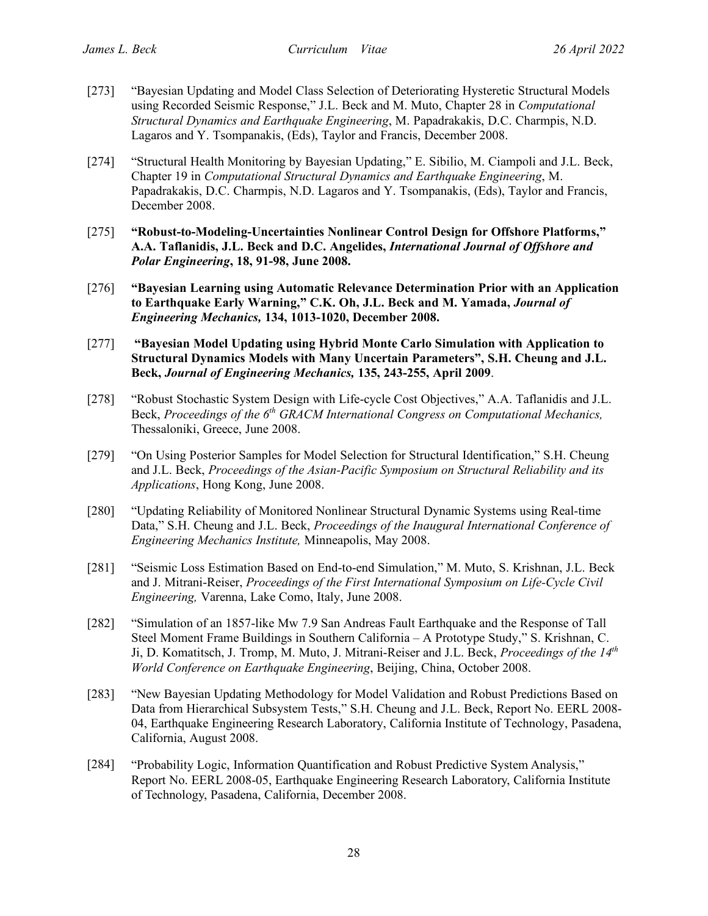[273] "Bayesian Updating and Model Class Selection of Deteriorating Hysteretic Structural Models using Recorded Seismic Response," J.L. Beck and M. Muto, Chapter 28 in *Computational Structural Dynamics and Earthquake Engineering*, M. Papadrakakis, D.C. Charmpis, N.D. Lagaros and Y. Tsompanakis, (Eds), Taylor and Francis, December 2008.

[274] "Structural Health Monitoring by Bayesian Updating," E. Sibilio, M. Ciampoli and J.L. Beck, Chapter 19 in *Computational Structural Dynamics and Earthquake Engineering*, M. Papadrakakis, D.C. Charmpis, N.D. Lagaros and Y. Tsompanakis, (Eds), Taylor and Francis, December 2008.

[275] **"Robust-to-Modeling-Uncertainties Nonlinear Control Design for Offshore Platforms," A.A. Taflanidis, J.L. Beck and D.C. Angelides, *International Journal of Offshore and Polar Engineering*, 18, 91-98, June 2008.**

[276] **"Bayesian Learning using Automatic Relevance Determination Prior with an Application to Earthquake Early Warning," C.K. Oh, J.L. Beck and M. Yamada, *Journal of Engineering Mechanics,* 134, 1013-1020, December 2008.**

[277] **"Bayesian Model Updating using Hybrid Monte Carlo Simulation with Application to Structural Dynamics Models with Many Uncertain Parameters", S.H. Cheung and J.L. Beck, *Journal of Engineering Mechanics,* 135, 243-255, April 2009**.

[278] "Robust Stochastic System Design with Life-cycle Cost Objectives," A.A. Taflanidis and J.L. Beck, *Proceedings of the 6th GRACM International Congress on Computational Mechanics,* Thessaloniki, Greece, June 2008.

[279] "On Using Posterior Samples for Model Selection for Structural Identification," S.H. Cheung and J.L. Beck, *Proceedings of the Asian-Pacific Symposium on Structural Reliability and its Applications*, Hong Kong, June 2008.

[280] "Updating Reliability of Monitored Nonlinear Structural Dynamic Systems using Real-time Data," S.H. Cheung and J.L. Beck, *Proceedings of the Inaugural International Conference of Engineering Mechanics Institute,* Minneapolis, May 2008.

[281] "Seismic Loss Estimation Based on End-to-end Simulation," M. Muto, S. Krishnan, J.L. Beck and J. Mitrani-Reiser, *Proceedings of the First International Symposium on Life-Cycle Civil Engineering,* Varenna, Lake Como, Italy, June 2008.

[282] "Simulation of an 1857-like Mw 7.9 San Andreas Fault Earthquake and the Response of Tall Steel Moment Frame Buildings in Southern California – A Prototype Study," S. Krishnan, C. Ji, D. Komatitsch, J. Tromp, M. Muto, J. Mitrani-Reiser and J.L. Beck, *Proceedings of the 14th World Conference on Earthquake Engineering*, Beijing, China, October 2008.

[283] "New Bayesian Updating Methodology for Model Validation and Robust Predictions Based on Data from Hierarchical Subsystem Tests," S.H. Cheung and J.L. Beck, Report No. EERL 2008-04, Earthquake Engineering Research Laboratory, California Institute of Technology, Pasadena, California, August 2008.

[284] "Probability Logic, Information Quantification and Robust Predictive System Analysis," Report No. EERL 2008-05, Earthquake Engineering Research Laboratory, California Institute of Technology, Pasadena, California, December 2008.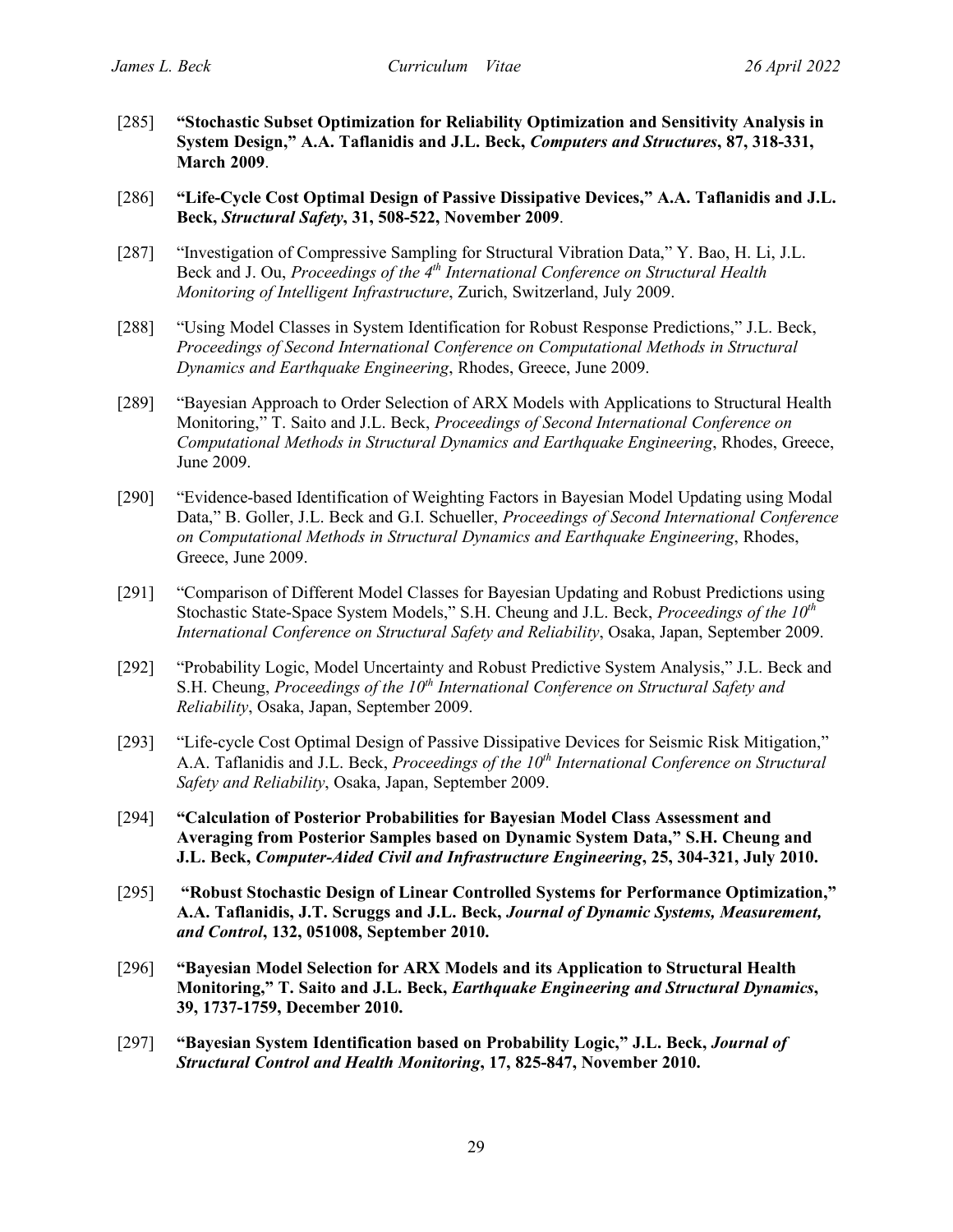[285] **"Stochastic Subset Optimization for Reliability Optimization and Sensitivity Analysis in System Design," A.A. Taflanidis and J.L. Beck, *Computers and Structures*, 87, 318-331, March 2009**.

[286] **"Life-Cycle Cost Optimal Design of Passive Dissipative Devices," A.A. Taflanidis and J.L. Beck, *Structural Safety*, 31, 508-522, November 2009**.

[287] "Investigation of Compressive Sampling for Structural Vibration Data," Y. Bao, H. Li, J.L. Beck and J. Ou, *Proceedings of the 4th International Conference on Structural Health Monitoring of Intelligent Infrastructure*, Zurich, Switzerland, July 2009.

[288] "Using Model Classes in System Identification for Robust Response Predictions," J.L. Beck, *Proceedings of Second International Conference on Computational Methods in Structural Dynamics and Earthquake Engineering*, Rhodes, Greece, June 2009.

[289] "Bayesian Approach to Order Selection of ARX Models with Applications to Structural Health Monitoring," T. Saito and J.L. Beck, *Proceedings of Second International Conference on Computational Methods in Structural Dynamics and Earthquake Engineering*, Rhodes, Greece, June 2009.

[290] "Evidence-based Identification of Weighting Factors in Bayesian Model Updating using Modal Data," B. Goller, J.L. Beck and G.I. Schueller, *Proceedings of Second International Conference on Computational Methods in Structural Dynamics and Earthquake Engineering*, Rhodes, Greece, June 2009.

[291] "Comparison of Different Model Classes for Bayesian Updating and Robust Predictions using Stochastic State-Space System Models," S.H. Cheung and J.L. Beck, *Proceedings of the 10th International Conference on Structural Safety and Reliability*, Osaka, Japan, September 2009.

[292] "Probability Logic, Model Uncertainty and Robust Predictive System Analysis," J.L. Beck and S.H. Cheung, *Proceedings of the 10th International Conference on Structural Safety and Reliability*, Osaka, Japan, September 2009.

[293] "Life-cycle Cost Optimal Design of Passive Dissipative Devices for Seismic Risk Mitigation," A.A. Taflanidis and J.L. Beck, *Proceedings of the 10th International Conference on Structural Safety and Reliability*, Osaka, Japan, September 2009.

[294] **"Calculation of Posterior Probabilities for Bayesian Model Class Assessment and Averaging from Posterior Samples based on Dynamic System Data," S.H. Cheung and J.L. Beck, *Computer-Aided Civil and Infrastructure Engineering*, 25, 304-321, July 2010.**

[295] **"Robust Stochastic Design of Linear Controlled Systems for Performance Optimization," A.A. Taflanidis, J.T. Scruggs and J.L. Beck, *Journal of Dynamic Systems, Measurement, and Control*, 132, 051008, September 2010.**

[296] **"Bayesian Model Selection for ARX Models and its Application to Structural Health Monitoring," T. Saito and J.L. Beck, *Earthquake Engineering and Structural Dynamics*, 39, 1737-1759, December 2010.**

[297] **"Bayesian System Identification based on Probability Logic," J.L. Beck, *Journal of Structural Control and Health Monitoring*, 17, 825-847, November 2010.**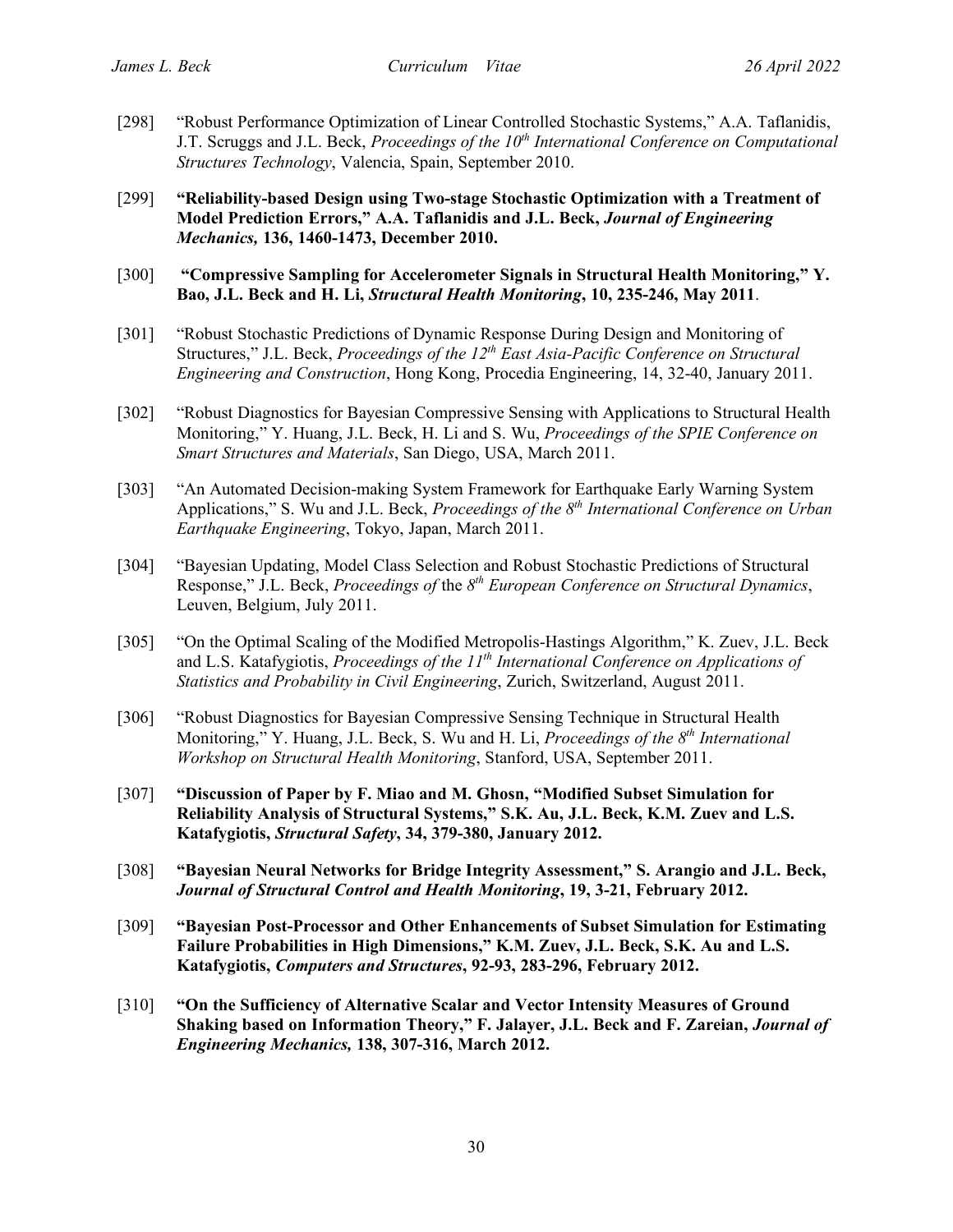[298] "Robust Performance Optimization of Linear Controlled Stochastic Systems," A.A. Taflanidis, J.T. Scruggs and J.L. Beck, *Proceedings of the 10th International Conference on Computational Structures Technology*, Valencia, Spain, September 2010.

[299] **"Reliability-based Design using Two-stage Stochastic Optimization with a Treatment of Model Prediction Errors," A.A. Taflanidis and J.L. Beck, *Journal of Engineering Mechanics,* 136, 1460-1473, December 2010.**

[300] **"Compressive Sampling for Accelerometer Signals in Structural Health Monitoring," Y. Bao, J.L. Beck and H. Li, *Structural Health Monitoring*, 10, 235-246, May 2011**.

[301] "Robust Stochastic Predictions of Dynamic Response During Design and Monitoring of Structures," J.L. Beck, *Proceedings of the 12th East Asia-Pacific Conference on Structural Engineering and Construction*, Hong Kong, Procedia Engineering, 14, 32-40, January 2011.

[302] "Robust Diagnostics for Bayesian Compressive Sensing with Applications to Structural Health Monitoring," Y. Huang, J.L. Beck, H. Li and S. Wu, *Proceedings of the SPIE Conference on Smart Structures and Materials*, San Diego, USA, March 2011.

[303] "An Automated Decision-making System Framework for Earthquake Early Warning System Applications," S. Wu and J.L. Beck, *Proceedings of the 8th International Conference on Urban Earthquake Engineering*, Tokyo, Japan, March 2011.

[304] "Bayesian Updating, Model Class Selection and Robust Stochastic Predictions of Structural Response," J.L. Beck, *Proceedings of* the *8th European Conference on Structural Dynamics*, Leuven, Belgium, July 2011.

[305] "On the Optimal Scaling of the Modified Metropolis-Hastings Algorithm," K. Zuev, J.L. Beck and L.S. Katafygiotis, *Proceedings of the 11th International Conference on Applications of Statistics and Probability in Civil Engineering*, Zurich, Switzerland, August 2011.

[306] "Robust Diagnostics for Bayesian Compressive Sensing Technique in Structural Health Monitoring," Y. Huang, J.L. Beck, S. Wu and H. Li, *Proceedings of the 8th International Workshop on Structural Health Monitoring*, Stanford, USA, September 2011.

[307] **"Discussion of Paper by F. Miao and M. Ghosn, "Modified Subset Simulation for Reliability Analysis of Structural Systems," S.K. Au, J.L. Beck, K.M. Zuev and L.S. Katafygiotis, *Structural Safety*, 34, 379-380, January 2012.**

[308] **"Bayesian Neural Networks for Bridge Integrity Assessment," S. Arangio and J.L. Beck, *Journal of Structural Control and Health Monitoring*, 19, 3-21, February 2012.**

[309] **"Bayesian Post-Processor and Other Enhancements of Subset Simulation for Estimating Failure Probabilities in High Dimensions," K.M. Zuev, J.L. Beck, S.K. Au and L.S. Katafygiotis, *Computers and Structures*, 92-93, 283-296, February 2012.**

[310] **"On the Sufficiency of Alternative Scalar and Vector Intensity Measures of Ground Shaking based on Information Theory," F. Jalayer, J.L. Beck and F. Zareian, *Journal of Engineering Mechanics,* 138, 307-316, March 2012.**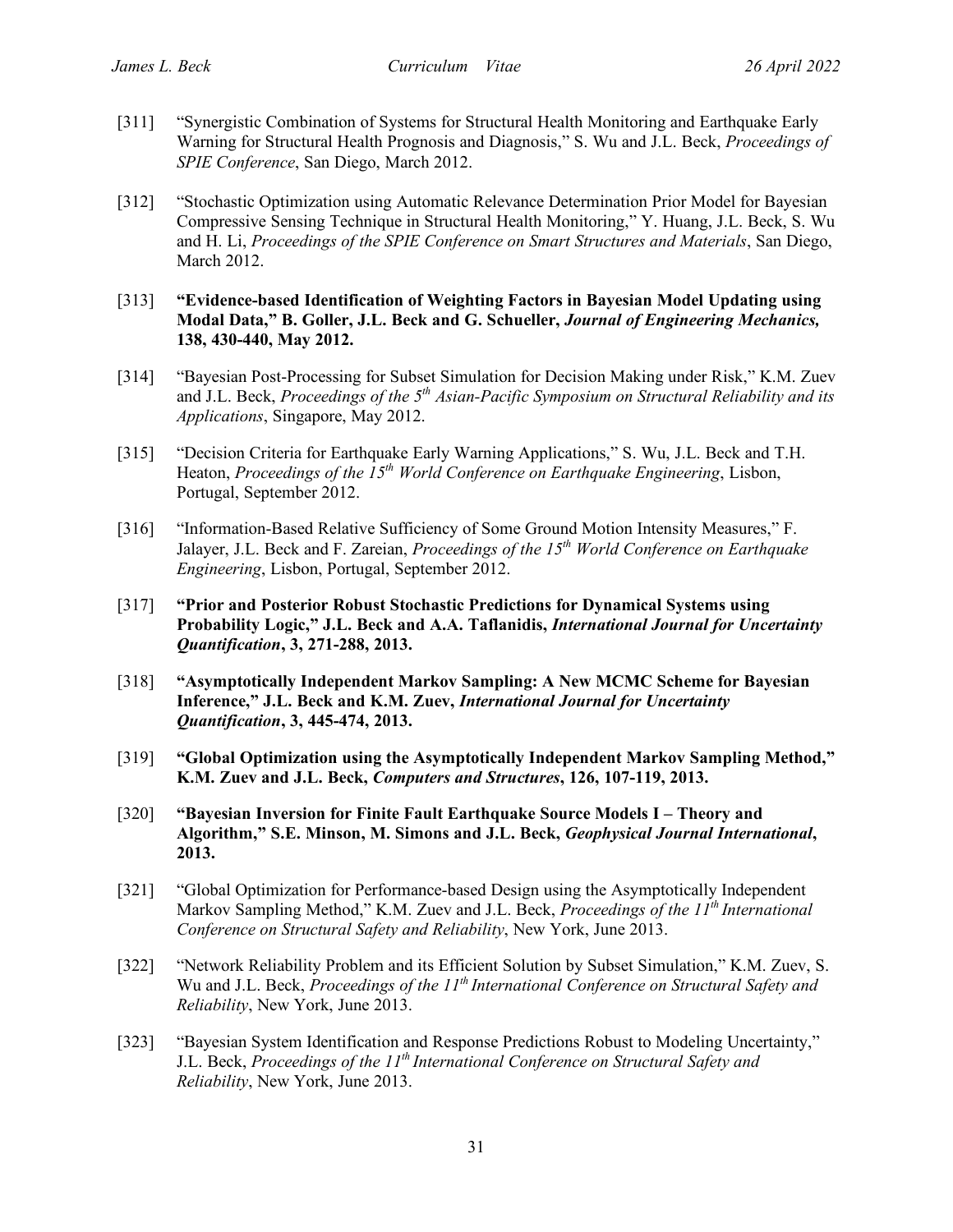[311] "Synergistic Combination of Systems for Structural Health Monitoring and Earthquake Early Warning for Structural Health Prognosis and Diagnosis," S. Wu and J.L. Beck, *Proceedings of SPIE Conference*, San Diego, March 2012.

[312] "Stochastic Optimization using Automatic Relevance Determination Prior Model for Bayesian Compressive Sensing Technique in Structural Health Monitoring," Y. Huang, J.L. Beck, S. Wu and H. Li, *Proceedings of the SPIE Conference on Smart Structures and Materials*, San Diego, March 2012.

[313] **"Evidence-based Identification of Weighting Factors in Bayesian Model Updating using Modal Data," B. Goller, J.L. Beck and G. Schueller, *Journal of Engineering Mechanics,* 138, 430-440, May 2012.**

[314] "Bayesian Post-Processing for Subset Simulation for Decision Making under Risk," K.M. Zuev and J.L. Beck, *Proceedings of the 5th Asian-Pacific Symposium on Structural Reliability and its Applications*, Singapore, May 2012.

[315] "Decision Criteria for Earthquake Early Warning Applications," S. Wu, J.L. Beck and T.H. Heaton, *Proceedings of the 15th World Conference on Earthquake Engineering*, Lisbon, Portugal, September 2012.

[316] "Information-Based Relative Sufficiency of Some Ground Motion Intensity Measures," F. Jalayer, J.L. Beck and F. Zareian, *Proceedings of the 15th World Conference on Earthquake Engineering*, Lisbon, Portugal, September 2012.

[317] **"Prior and Posterior Robust Stochastic Predictions for Dynamical Systems using Probability Logic," J.L. Beck and A.A. Taflanidis, *International Journal for Uncertainty Quantification*, 3, 271-288, 2013.**

[318] **"Asymptotically Independent Markov Sampling: A New MCMC Scheme for Bayesian Inference," J.L. Beck and K.M. Zuev, *International Journal for Uncertainty Quantification*, 3, 445-474, 2013.**

[319] **"Global Optimization using the Asymptotically Independent Markov Sampling Method," K.M. Zuev and J.L. Beck, *Computers and Structures*, 126, 107-119, 2013.**

[320] **"Bayesian Inversion for Finite Fault Earthquake Source Models I – Theory and Algorithm," S.E. Minson, M. Simons and J.L. Beck, *Geophysical Journal International*, 2013.**

[321] "Global Optimization for Performance-based Design using the Asymptotically Independent Markov Sampling Method," K.M. Zuev and J.L. Beck, *Proceedings of the 11th International Conference on Structural Safety and Reliability*, New York, June 2013.

[322] "Network Reliability Problem and its Efficient Solution by Subset Simulation," K.M. Zuev, S. Wu and J.L. Beck, *Proceedings of the 11th International Conference on Structural Safety and Reliability*, New York, June 2013.

[323] "Bayesian System Identification and Response Predictions Robust to Modeling Uncertainty," J.L. Beck, *Proceedings of the 11th International Conference on Structural Safety and Reliability*, New York, June 2013.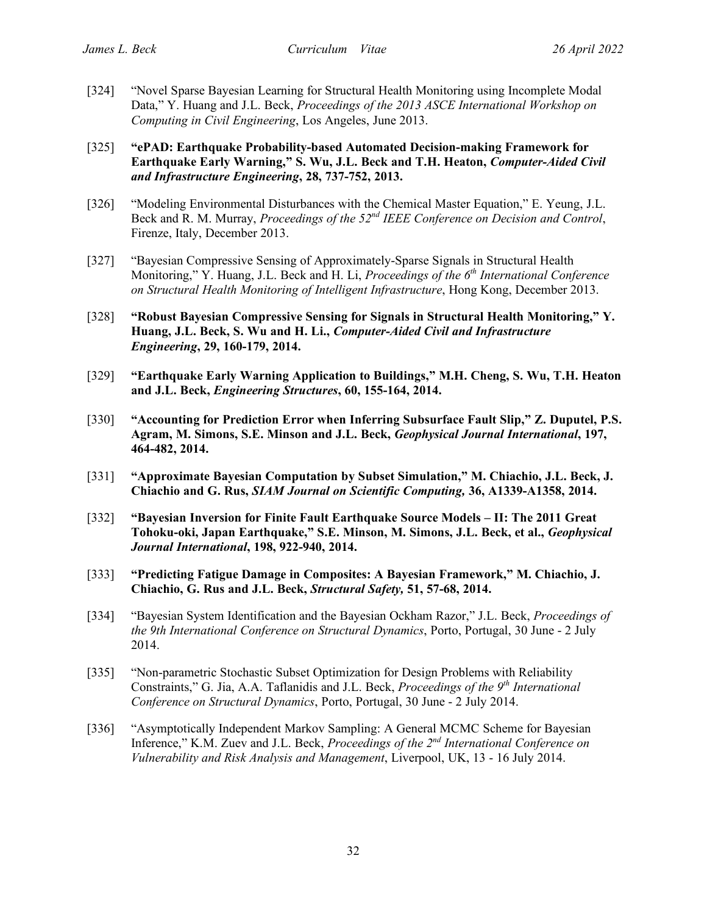[324] "Novel Sparse Bayesian Learning for Structural Health Monitoring using Incomplete Modal Data," Y. Huang and J.L. Beck, *Proceedings of the 2013 ASCE International Workshop on Computing in Civil Engineering*, Los Angeles, June 2013.

[325] **"ePAD: Earthquake Probability-based Automated Decision-making Framework for Earthquake Early Warning," S. Wu, J.L. Beck and T.H. Heaton, *Computer-Aided Civil and Infrastructure Engineering*, 28, 737-752, 2013.**

[326] "Modeling Environmental Disturbances with the Chemical Master Equation," E. Yeung, J.L. Beck and R. M. Murray, *Proceedings of the 52nd IEEE Conference on Decision and Control*, Firenze, Italy, December 2013.

[327] "Bayesian Compressive Sensing of Approximately-Sparse Signals in Structural Health Monitoring," Y. Huang, J.L. Beck and H. Li, *Proceedings of the 6th International Conference on Structural Health Monitoring of Intelligent Infrastructure*, Hong Kong, December 2013.

[328] **"Robust Bayesian Compressive Sensing for Signals in Structural Health Monitoring," Y. Huang, J.L. Beck, S. Wu and H. Li., *Computer-Aided Civil and Infrastructure Engineering*, 29, 160-179, 2014.**

[329] **"Earthquake Early Warning Application to Buildings," M.H. Cheng, S. Wu, T.H. Heaton and J.L. Beck, *Engineering Structures*, 60, 155-164, 2014.**

[330] **"Accounting for Prediction Error when Inferring Subsurface Fault Slip," Z. Duputel, P.S. Agram, M. Simons, S.E. Minson and J.L. Beck, *Geophysical Journal International*, 197, 464-482, 2014.**

[331] **"Approximate Bayesian Computation by Subset Simulation," M. Chiachio, J.L. Beck, J. Chiachio and G. Rus, *SIAM Journal on Scientific Computing,* 36, A1339-A1358, 2014.**

[332] **"Bayesian Inversion for Finite Fault Earthquake Source Models – II: The 2011 Great Tohoku-oki, Japan Earthquake," S.E. Minson, M. Simons, J.L. Beck, et al., *Geophysical Journal International*, 198, 922-940, 2014.**

[333] **"Predicting Fatigue Damage in Composites: A Bayesian Framework," M. Chiachio, J. Chiachio, G. Rus and J.L. Beck, *Structural Safety,* 51, 57-68, 2014.**

[334] "Bayesian System Identification and the Bayesian Ockham Razor," J.L. Beck, *Proceedings of the 9th International Conference on Structural Dynamics*, Porto, Portugal, 30 June - 2 July 2014.

[335] "Non-parametric Stochastic Subset Optimization for Design Problems with Reliability Constraints," G. Jia, A.A. Taflanidis and J.L. Beck, *Proceedings of the 9th International Conference on Structural Dynamics*, Porto, Portugal, 30 June - 2 July 2014.

[336] "Asymptotically Independent Markov Sampling: A General MCMC Scheme for Bayesian Inference," K.M. Zuev and J.L. Beck, *Proceedings of the 2nd International Conference on Vulnerability and Risk Analysis and Management*, Liverpool, UK, 13 - 16 July 2014.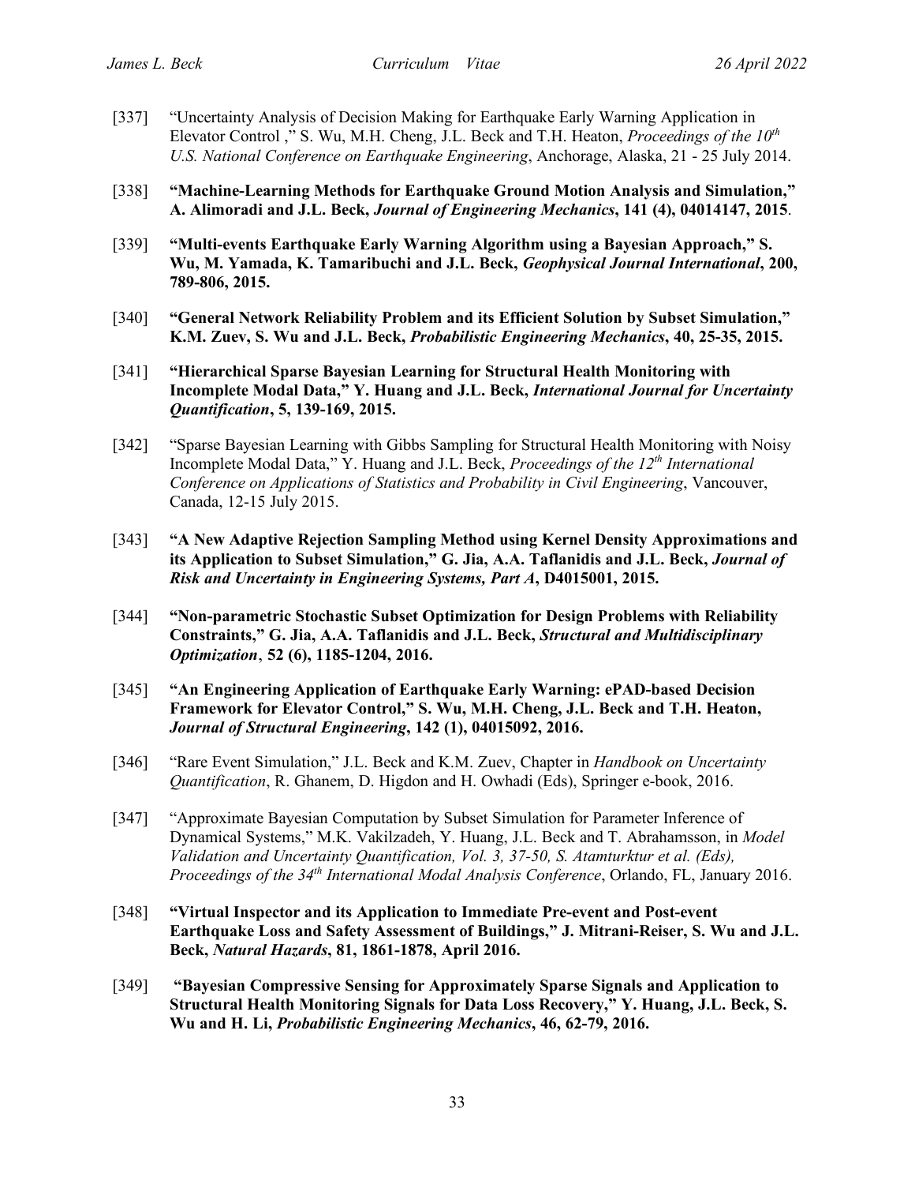[337] "Uncertainty Analysis of Decision Making for Earthquake Early Warning Application in Elevator Control ," S. Wu, M.H. Cheng, J.L. Beck and T.H. Heaton, *Proceedings of the 10th U.S. National Conference on Earthquake Engineering*, Anchorage, Alaska, 21 - 25 July 2014.

[338] **"Machine-Learning Methods for Earthquake Ground Motion Analysis and Simulation," A. Alimoradi and J.L. Beck, *Journal of Engineering Mechanics*, 141 (4), 04014147, 2015**.

[339] **"Multi-events Earthquake Early Warning Algorithm using a Bayesian Approach," S. Wu, M. Yamada, K. Tamaribuchi and J.L. Beck, *Geophysical Journal International*, 200, 789-806, 2015.**

[340] **"General Network Reliability Problem and its Efficient Solution by Subset Simulation," K.M. Zuev, S. Wu and J.L. Beck, *Probabilistic Engineering Mechanics*, 40, 25-35, 2015.**

[341] **"Hierarchical Sparse Bayesian Learning for Structural Health Monitoring with Incomplete Modal Data," Y. Huang and J.L. Beck, *International Journal for Uncertainty Quantification*, 5, 139-169, 2015.**

[342] "Sparse Bayesian Learning with Gibbs Sampling for Structural Health Monitoring with Noisy Incomplete Modal Data," Y. Huang and J.L. Beck, *Proceedings of the 12th International Conference on Applications of Statistics and Probability in Civil Engineering*, Vancouver, Canada, 12-15 July 2015.

[343] **"A New Adaptive Rejection Sampling Method using Kernel Density Approximations and its Application to Subset Simulation," G. Jia, A.A. Taflanidis and J.L. Beck, *Journal of Risk and Uncertainty in Engineering Systems, Part A*, D4015001, 2015.**

[344] **"Non-parametric Stochastic Subset Optimization for Design Problems with Reliability Constraints," G. Jia, A.A. Taflanidis and J.L. Beck, *Structural and Multidisciplinary Optimization*, 52 (6), 1185-1204, 2016.**

[345] **"An Engineering Application of Earthquake Early Warning: ePAD-based Decision Framework for Elevator Control," S. Wu, M.H. Cheng, J.L. Beck and T.H. Heaton, *Journal of Structural Engineering*, 142 (1), 04015092, 2016.**

[346] "Rare Event Simulation," J.L. Beck and K.M. Zuev, Chapter in *Handbook on Uncertainty Quantification*, R. Ghanem, D. Higdon and H. Owhadi (Eds), Springer e-book, 2016.

[347] "Approximate Bayesian Computation by Subset Simulation for Parameter Inference of Dynamical Systems," M.K. Vakilzadeh, Y. Huang, J.L. Beck and T. Abrahamsson, in *Model Validation and Uncertainty Quantification, Vol. 3, 37-50, S. Atamturktur et al. (Eds), Proceedings of the 34th International Modal Analysis Conference*, Orlando, FL, January 2016.

[348] **"Virtual Inspector and its Application to Immediate Pre-event and Post-event Earthquake Loss and Safety Assessment of Buildings," J. Mitrani-Reiser, S. Wu and J.L. Beck, *Natural Hazards*, 81, 1861-1878, April 2016.**

[349] **"Bayesian Compressive Sensing for Approximately Sparse Signals and Application to Structural Health Monitoring Signals for Data Loss Recovery," Y. Huang, J.L. Beck, S. Wu and H. Li, *Probabilistic Engineering Mechanics*, 46, 62-79, 2016.**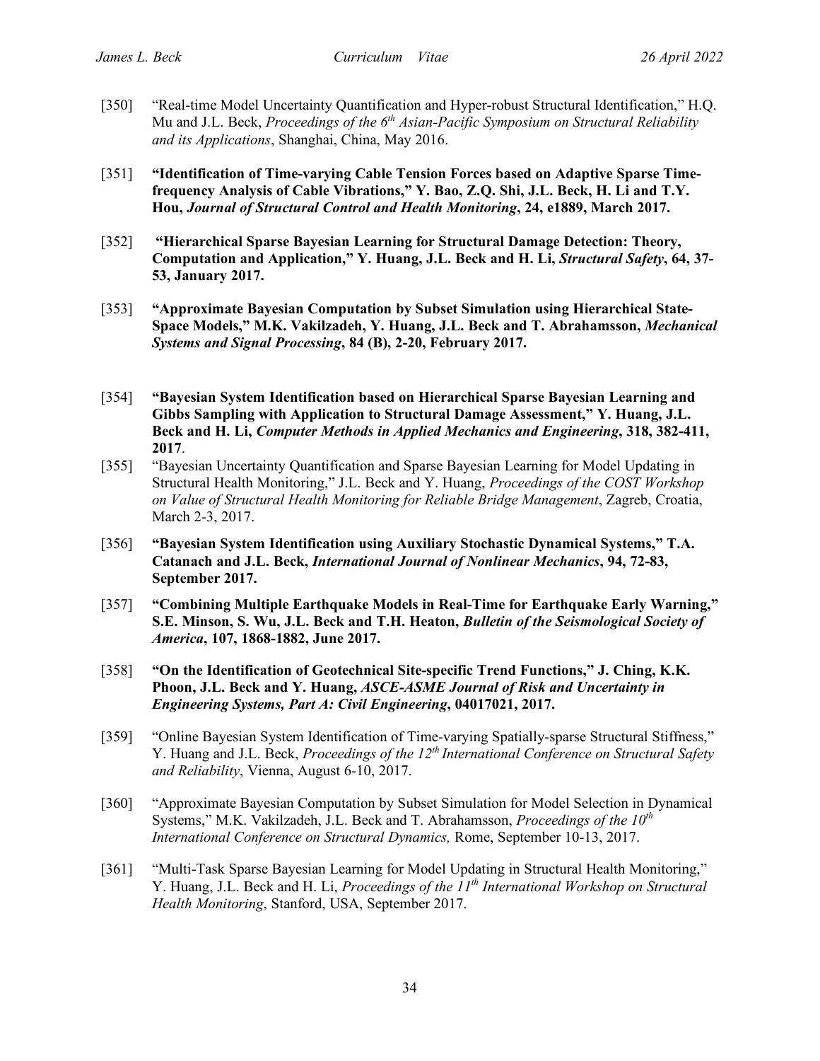[350] "Real-time Model Uncertainty Quantification and Hyper-robust Structural Identification," H.Q. Mu and J.L. Beck, *Proceedings of the 6th Asian-Pacific Symposium on Structural Reliability and its Applications*, Shanghai, China, May 2016.

[351] **"Identification of Time-varying Cable Tension Forces based on Adaptive Sparse Time-frequency Analysis of Cable Vibrations," Y. Bao, Z.Q. Shi, J.L. Beck, H. Li and T.Y. Hou, *Journal of Structural Control and Health Monitoring*, 24, e1889, March 2017.**

[352] **"Hierarchical Sparse Bayesian Learning for Structural Damage Detection: Theory, Computation and Application," Y. Huang, J.L. Beck and H. Li, *Structural Safety*, 64, 37-53, January 2017.**

[353] **"Approximate Bayesian Computation by Subset Simulation using Hierarchical State-Space Models," M.K. Vakilzadeh, Y. Huang, J.L. Beck and T. Abrahamsson, *Mechanical Systems and Signal Processing*, 84 (B), 2-20, February 2017.**

[354] **"Bayesian System Identification based on Hierarchical Sparse Bayesian Learning and Gibbs Sampling with Application to Structural Damage Assessment," Y. Huang, J.L. Beck and H. Li, *Computer Methods in Applied Mechanics and Engineering*, 318, 382-411, 2017**.

[355] "Bayesian Uncertainty Quantification and Sparse Bayesian Learning for Model Updating in Structural Health Monitoring," J.L. Beck and Y. Huang, *Proceedings of the COST Workshop on Value of Structural Health Monitoring for Reliable Bridge Management*, Zagreb, Croatia, March 2-3, 2017.

[356] **"Bayesian System Identification using Auxiliary Stochastic Dynamical Systems," T.A. Catanach and J.L. Beck, *International Journal of Nonlinear Mechanics*, 94, 72-83, September 2017.**

[357] **"Combining Multiple Earthquake Models in Real-Time for Earthquake Early Warning," S.E. Minson, S. Wu, J.L. Beck and T.H. Heaton, *Bulletin of the Seismological Society of America*, 107, 1868-1882, June 2017.**

[358] **"On the Identification of Geotechnical Site-specific Trend Functions," J. Ching, K.K. Phoon, J.L. Beck and Y. Huang, *ASCE-ASME Journal of Risk and Uncertainty in Engineering Systems, Part A: Civil Engineering*, 04017021, 2017.**

[359] "Online Bayesian System Identification of Time-varying Spatially-sparse Structural Stiffness," Y. Huang and J.L. Beck, *Proceedings of the 12th International Conference on Structural Safety and Reliability*, Vienna, August 6-10, 2017.

[360] "Approximate Bayesian Computation by Subset Simulation for Model Selection in Dynamical Systems," M.K. Vakilzadeh, J.L. Beck and T. Abrahamsson, *Proceedings of the 10th International Conference on Structural Dynamics,* Rome, September 10-13, 2017.

[361] "Multi-Task Sparse Bayesian Learning for Model Updating in Structural Health Monitoring," Y. Huang, J.L. Beck and H. Li, *Proceedings of the 11th International Workshop on Structural Health Monitoring*, Stanford, USA, September 2017.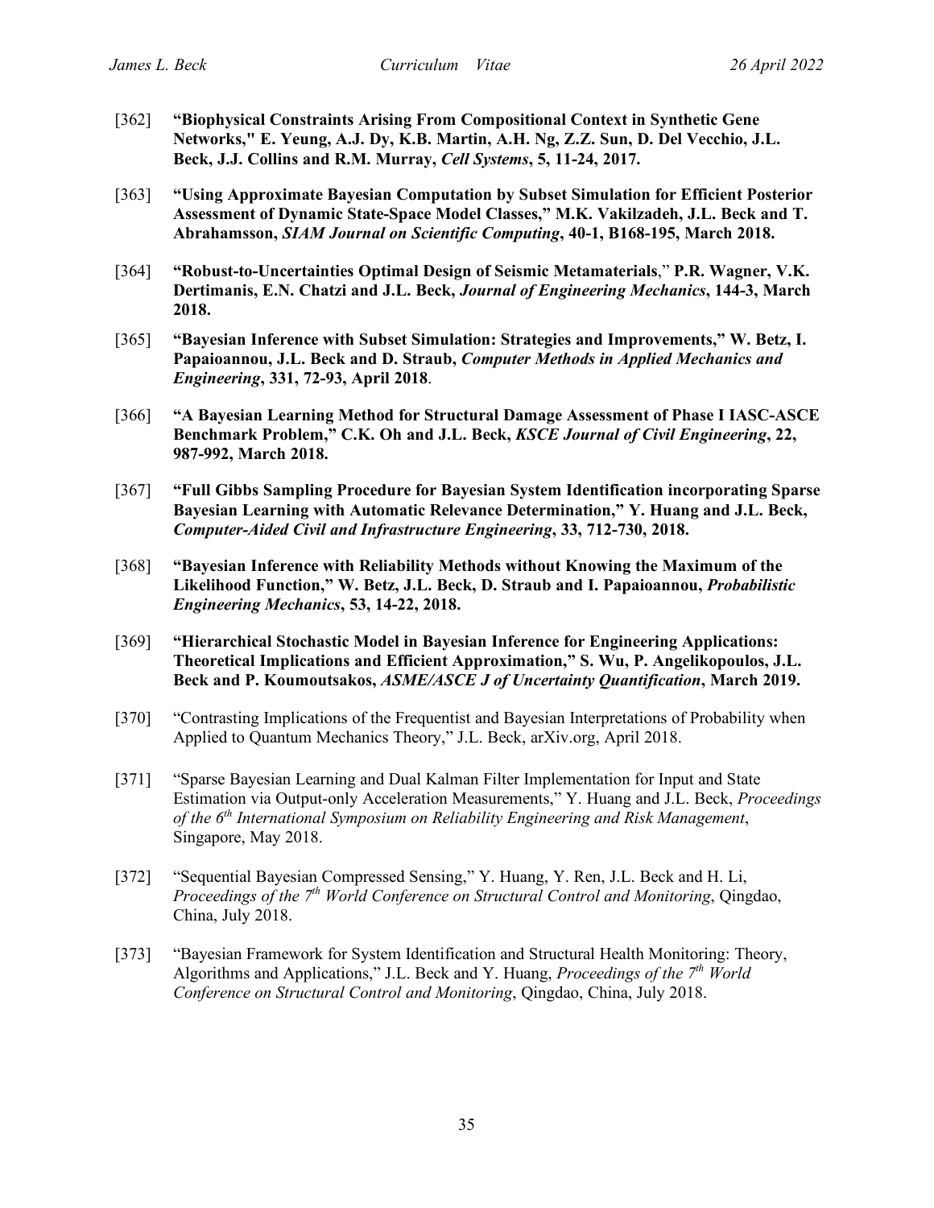[362] **"Biophysical Constraints Arising From Compositional Context in Synthetic Gene Networks," E. Yeung, A.J. Dy, K.B. Martin, A.H. Ng, Z.Z. Sun, D. Del Vecchio, J.L. Beck, J.J. Collins and R.M. Murray, *Cell Systems*, 5, 11-24, 2017.**

[363] **"Using Approximate Bayesian Computation by Subset Simulation for Efficient Posterior Assessment of Dynamic State-Space Model Classes," M.K. Vakilzadeh, J.L. Beck and T. Abrahamsson, *SIAM Journal on Scientific Computing*, 40-1, B168-195, March 2018.**

[364] **"Robust-to-Uncertainties Optimal Design of Seismic Metamaterials," P.R. Wagner, V.K. Dertimanis, E.N. Chatzi and J.L. Beck, *Journal of Engineering Mechanics*, 144-3, March 2018.**

[365] **"Bayesian Inference with Subset Simulation: Strategies and Improvements," W. Betz, I. Papaioannou, J.L. Beck and D. Straub, *Computer Methods in Applied Mechanics and Engineering*, 331, 72-93, April 2018**.

[366] **"A Bayesian Learning Method for Structural Damage Assessment of Phase I IASC-ASCE Benchmark Problem," C.K. Oh and J.L. Beck, *KSCE Journal of Civil Engineering*, 22, 987-992, March 2018.**

[367] **"Full Gibbs Sampling Procedure for Bayesian System Identification incorporating Sparse Bayesian Learning with Automatic Relevance Determination," Y. Huang and J.L. Beck, *Computer-Aided Civil and Infrastructure Engineering*, 33, 712-730, 2018.**

[368] **"Bayesian Inference with Reliability Methods without Knowing the Maximum of the Likelihood Function," W. Betz, J.L. Beck, D. Straub and I. Papaioannou, *Probabilistic Engineering Mechanics*, 53, 14-22, 2018.**

[369] **"Hierarchical Stochastic Model in Bayesian Inference for Engineering Applications: Theoretical Implications and Efficient Approximation," S. Wu, P. Angelikopoulos, J.L. Beck and P. Koumoutsakos, *ASME/ASCE J of Uncertainty Quantification*, March 2019.**

[370] "Contrasting Implications of the Frequentist and Bayesian Interpretations of Probability when Applied to Quantum Mechanics Theory," J.L. Beck, arXiv.org, April 2018.

[371] "Sparse Bayesian Learning and Dual Kalman Filter Implementation for Input and State Estimation via Output-only Acceleration Measurements," Y. Huang and J.L. Beck, *Proceedings of the 6th International Symposium on Reliability Engineering and Risk Management*, Singapore, May 2018.

[372] "Sequential Bayesian Compressed Sensing," Y. Huang, Y. Ren, J.L. Beck and H. Li, *Proceedings of the 7th World Conference on Structural Control and Monitoring*, Qingdao, China, July 2018.

[373] "Bayesian Framework for System Identification and Structural Health Monitoring: Theory, Algorithms and Applications," J.L. Beck and Y. Huang, *Proceedings of the 7th World Conference on Structural Control and Monitoring*, Qingdao, China, July 2018.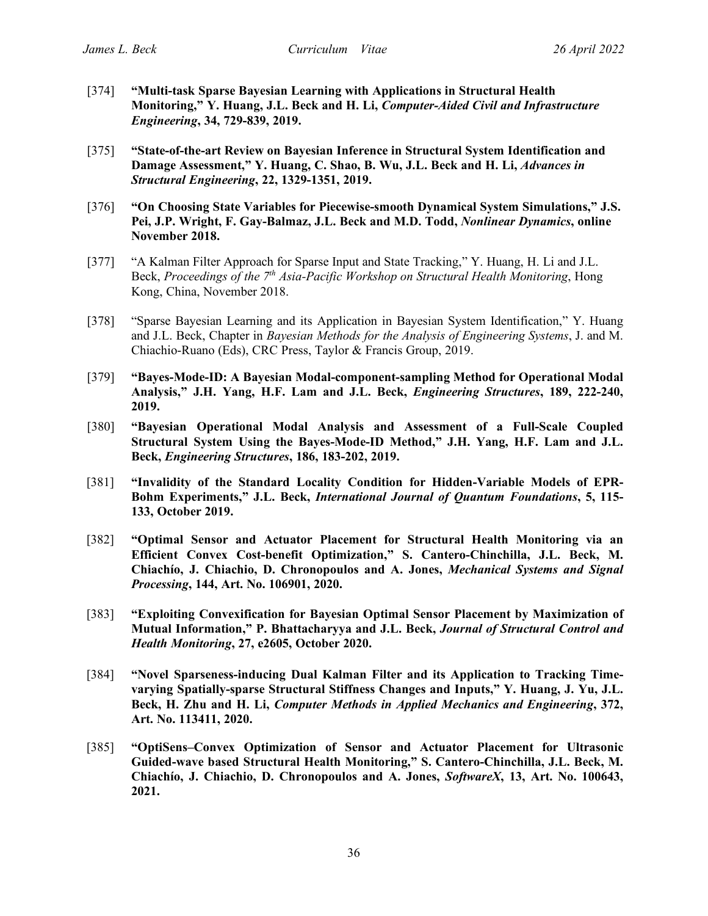[374] **"Multi-task Sparse Bayesian Learning with Applications in Structural Health Monitoring," Y. Huang, J.L. Beck and H. Li, *Computer-Aided Civil and Infrastructure Engineering*, 34, 729-839, 2019.**

[375] **"State-of-the-art Review on Bayesian Inference in Structural System Identification and Damage Assessment," Y. Huang, C. Shao, B. Wu, J.L. Beck and H. Li, *Advances in Structural Engineering*, 22, 1329-1351, 2019.**

[376] **"On Choosing State Variables for Piecewise-smooth Dynamical System Simulations," J.S. Pei, J.P. Wright, F. Gay-Balmaz, J.L. Beck and M.D. Todd, *Nonlinear Dynamics*, online November 2018.**

[377] "A Kalman Filter Approach for Sparse Input and State Tracking," Y. Huang, H. Li and J.L. Beck, *Proceedings of the 7th Asia-Pacific Workshop on Structural Health Monitoring*, Hong Kong, China, November 2018.

[378] "Sparse Bayesian Learning and its Application in Bayesian System Identification," Y. Huang and J.L. Beck, Chapter in *Bayesian Methods for the Analysis of Engineering Systems*, J. and M. Chiachio-Ruano (Eds), CRC Press, Taylor & Francis Group, 2019.

[379] **"Bayes-Mode-ID: A Bayesian Modal-component-sampling Method for Operational Modal Analysis," J.H. Yang, H.F. Lam and J.L. Beck, *Engineering Structures*, 189, 222-240, 2019.**

[380] **"Bayesian Operational Modal Analysis and Assessment of a Full-Scale Coupled Structural System Using the Bayes-Mode-ID Method," J.H. Yang, H.F. Lam and J.L. Beck, *Engineering Structures*, 186, 183-202, 2019.**

[381] **"Invalidity of the Standard Locality Condition for Hidden-Variable Models of EPR-Bohm Experiments," J.L. Beck, *International Journal of Quantum Foundations*, 5, 115-133, October 2019.**

[382] **"Optimal Sensor and Actuator Placement for Structural Health Monitoring via an Efficient Convex Cost-benefit Optimization," S. Cantero-Chinchilla, J.L. Beck, M. Chiachío, J. Chiachio, D. Chronopoulos and A. Jones, *Mechanical Systems and Signal Processing*, 144, Art. No. 106901, 2020.**

[383] **"Exploiting Convexification for Bayesian Optimal Sensor Placement by Maximization of Mutual Information," P. Bhattacharyya and J.L. Beck, *Journal of Structural Control and Health Monitoring*, 27, e2605, October 2020.**

[384] **"Novel Sparseness-inducing Dual Kalman Filter and its Application to Tracking Time-varying Spatially-sparse Structural Stiffness Changes and Inputs," Y. Huang, J. Yu, J.L. Beck, H. Zhu and H. Li, *Computer Methods in Applied Mechanics and Engineering*, 372, Art. No. 113411, 2020.**

[385] **"OptiSens–Convex Optimization of Sensor and Actuator Placement for Ultrasonic Guided-wave based Structural Health Monitoring," S. Cantero-Chinchilla, J.L. Beck, M. Chiachío, J. Chiachio, D. Chronopoulos and A. Jones, *SoftwareX*, 13, Art. No. 100643, 2021.**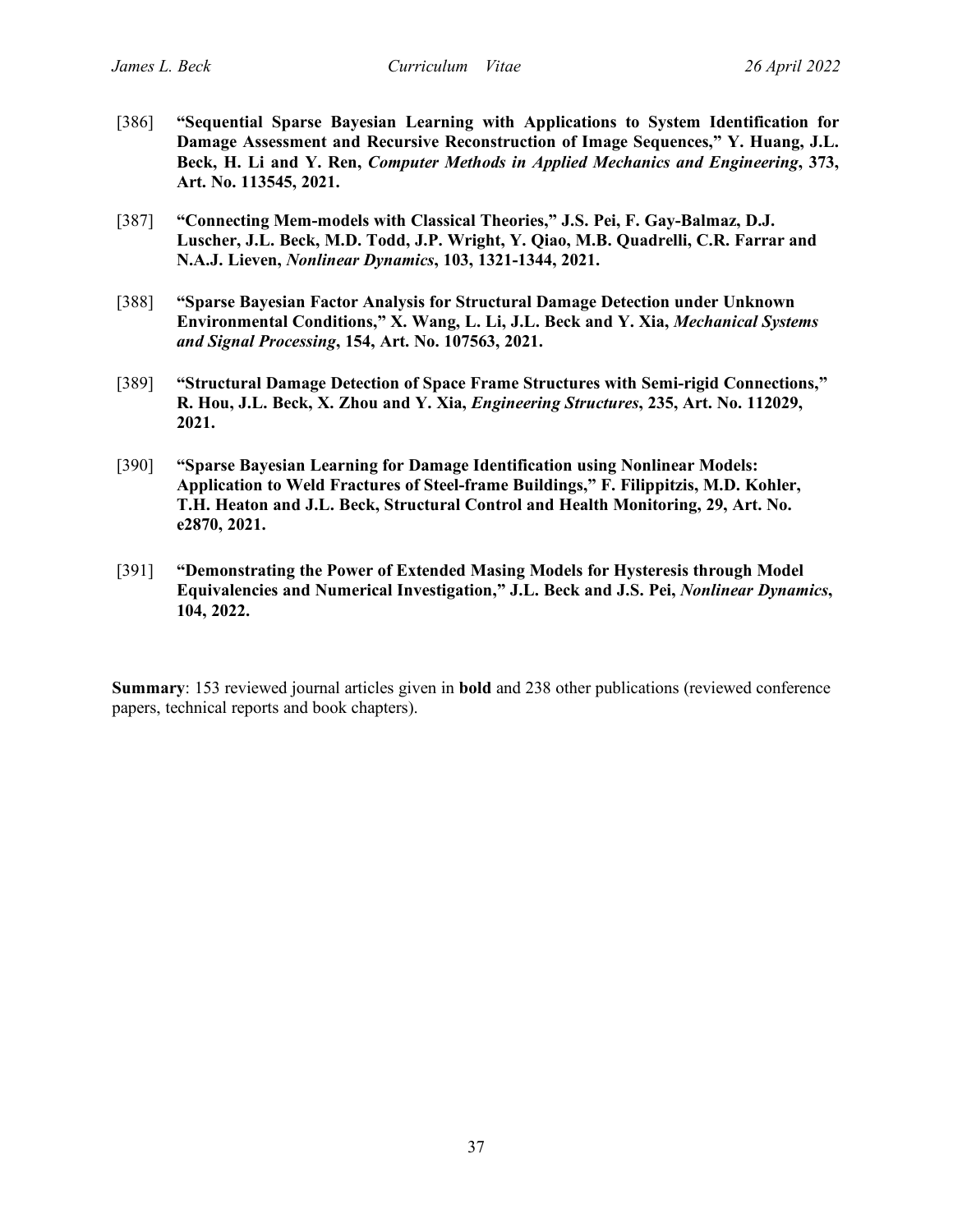[386] **"Sequential Sparse Bayesian Learning with Applications to System Identification for Damage Assessment and Recursive Reconstruction of Image Sequences," Y. Huang, J.L. Beck, H. Li and Y. Ren, *Computer Methods in Applied Mechanics and Engineering*, 373, Art. No. 113545, 2021.**

[387] **"Connecting Mem-models with Classical Theories," J.S. Pei, F. Gay-Balmaz, D.J. Luscher, J.L. Beck, M.D. Todd, J.P. Wright, Y. Qiao, M.B. Quadrelli, C.R. Farrar and N.A.J. Lieven, *Nonlinear Dynamics*, 103, 1321-1344, 2021.**

[388] **"Sparse Bayesian Factor Analysis for Structural Damage Detection under Unknown Environmental Conditions," X. Wang, L. Li, J.L. Beck and Y. Xia, *Mechanical Systems and Signal Processing*, 154, Art. No. 107563, 2021.**

[389] **"Structural Damage Detection of Space Frame Structures with Semi-rigid Connections," R. Hou, J.L. Beck, X. Zhou and Y. Xia, *Engineering Structures*, 235, Art. No. 112029, 2021.**

[390] **"Sparse Bayesian Learning for Damage Identification using Nonlinear Models: Application to Weld Fractures of Steel-frame Buildings," F. Filippitzis, M.D. Kohler, T.H. Heaton and J.L. Beck, Structural Control and Health Monitoring, 29, Art. No. e2870, 2021.**

[391] **"Demonstrating the Power of Extended Masing Models for Hysteresis through Model Equivalencies and Numerical Investigation," J.L. Beck and J.S. Pei, *Nonlinear Dynamics*, 104, 2022.**

**Summary**: 153 reviewed journal articles given in **bold** and 238 other publications (reviewed conference papers, technical reports and book chapters).